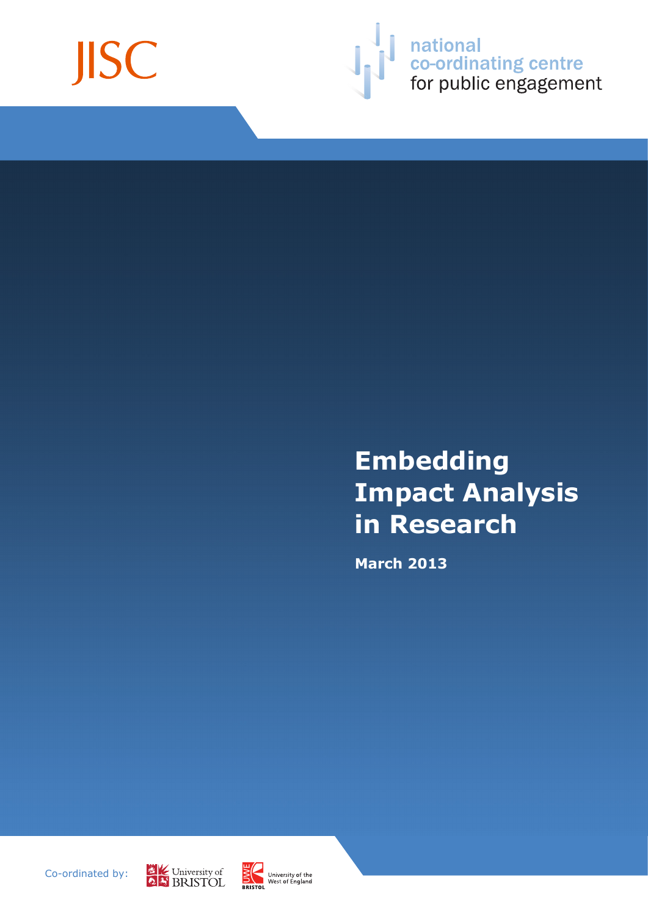JISC

national co-ordinating centre for public engagement

# Embedding Impact Analysis in Research

**March 2013**

Co-ordinated by: University of BRISTOL, University of the West of England BRISTOL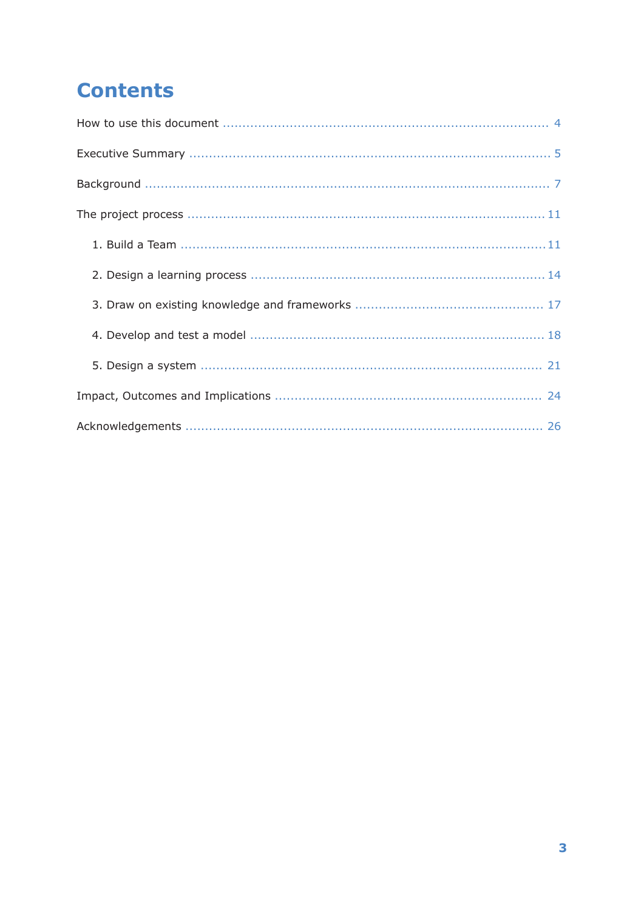# Contents

How to use this document ..... 4

Executive Summary ..... 5

Background ..... 7

The project process ..... 11

1. Build a Team ..... 11
2. Design a learning process ..... 14
3. Draw on existing knowledge and frameworks ..... 17
4. Develop and test a model ..... 18
5. Design a system ..... 21

Impact, Outcomes and Implications ..... 24

Acknowledgements ..... 26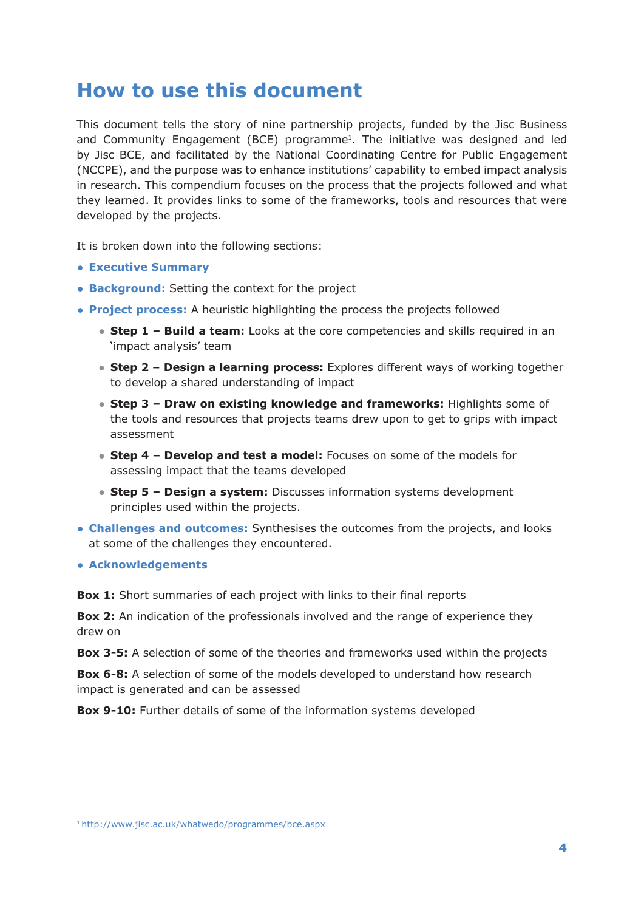# How to use this document

This document tells the story of nine partnership projects, funded by the Jisc Business and Community Engagement (BCE) programme[1]. The initiative was designed and led by Jisc BCE, and facilitated by the National Coordinating Centre for Public Engagement (NCCPE), and the purpose was to enhance institutions' capability to embed impact analysis in research. This compendium focuses on the process that the projects followed and what they learned. It provides links to some of the frameworks, tools and resources that were developed by the projects.

It is broken down into the following sections:

- **Executive Summary**
- **Background:** Setting the context for the project
- **Project process:** A heuristic highlighting the process the projects followed
  - **Step 1 – Build a team:** Looks at the core competencies and skills required in an 'impact analysis' team
  - **Step 2 – Design a learning process:** Explores different ways of working together to develop a shared understanding of impact
  - **Step 3 – Draw on existing knowledge and frameworks:** Highlights some of the tools and resources that projects teams drew upon to get to grips with impact assessment
  - **Step 4 – Develop and test a model:** Focuses on some of the models for assessing impact that the teams developed
  - **Step 5 – Design a system:** Discusses information systems development principles used within the projects.
- **Challenges and outcomes:** Synthesises the outcomes from the projects, and looks at some of the challenges they encountered.
- **Acknowledgements**

**Box 1:** Short summaries of each project with links to their final reports

**Box 2:** An indication of the professionals involved and the range of experience they drew on

**Box 3-5:** A selection of some of the theories and frameworks used within the projects

**Box 6-8:** A selection of some of the models developed to understand how research impact is generated and can be assessed

**Box 9-10:** Further details of some of the information systems developed

[1] http://www.jisc.ac.uk/whatwedo/programmes/bce.aspx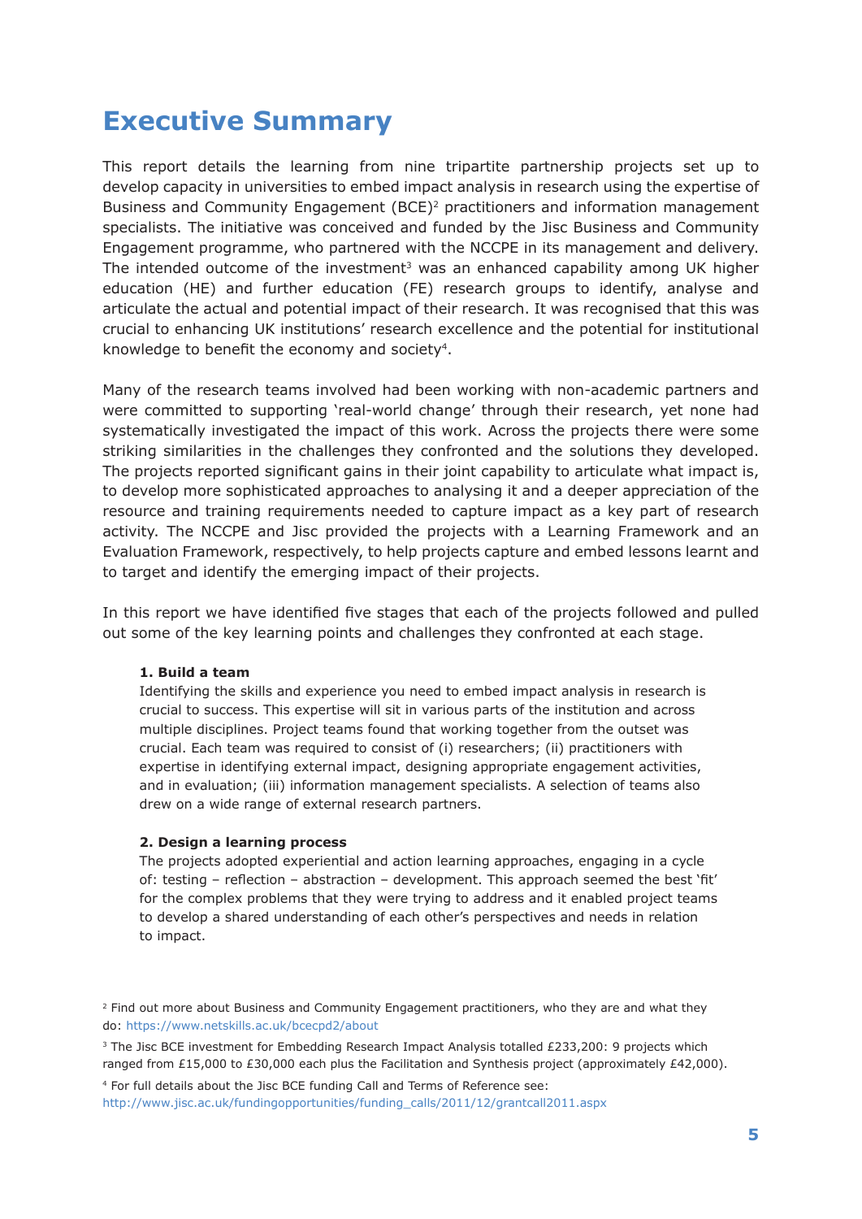# Executive Summary

This report details the learning from nine tripartite partnership projects set up to develop capacity in universities to embed impact analysis in research using the expertise of Business and Community Engagement (BCE)[2] practitioners and information management specialists. The initiative was conceived and funded by the Jisc Business and Community Engagement programme, who partnered with the NCCPE in its management and delivery. The intended outcome of the investment[3] was an enhanced capability among UK higher education (HE) and further education (FE) research groups to identify, analyse and articulate the actual and potential impact of their research. It was recognised that this was crucial to enhancing UK institutions' research excellence and the potential for institutional knowledge to benefit the economy and society[4].

Many of the research teams involved had been working with non-academic partners and were committed to supporting 'real-world change' through their research, yet none had systematically investigated the impact of this work. Across the projects there were some striking similarities in the challenges they confronted and the solutions they developed. The projects reported significant gains in their joint capability to articulate what impact is, to develop more sophisticated approaches to analysing it and a deeper appreciation of the resource and training requirements needed to capture impact as a key part of research activity. The NCCPE and Jisc provided the projects with a Learning Framework and an Evaluation Framework, respectively, to help projects capture and embed lessons learnt and to target and identify the emerging impact of their projects.

In this report we have identified five stages that each of the projects followed and pulled out some of the key learning points and challenges they confronted at each stage.

**1. Build a team**
Identifying the skills and experience you need to embed impact analysis in research is crucial to success. This expertise will sit in various parts of the institution and across multiple disciplines. Project teams found that working together from the outset was crucial. Each team was required to consist of (i) researchers; (ii) practitioners with expertise in identifying external impact, designing appropriate engagement activities, and in evaluation; (iii) information management specialists. A selection of teams also drew on a wide range of external research partners.

**2. Design a learning process**
The projects adopted experiential and action learning approaches, engaging in a cycle of: testing – reflection – abstraction – development. This approach seemed the best 'fit' for the complex problems that they were trying to address and it enabled project teams to develop a shared understanding of each other's perspectives and needs in relation to impact.

---

[2] Find out more about Business and Community Engagement practitioners, who they are and what they do: https://www.netskills.ac.uk/bcecpd2/about

[3] The Jisc BCE investment for Embedding Research Impact Analysis totalled £233,200: 9 projects which ranged from £15,000 to £30,000 each plus the Facilitation and Synthesis project (approximately £42,000).

[4] For full details about the Jisc BCE funding Call and Terms of Reference see: http://www.jisc.ac.uk/fundingopportunities/funding_calls/2011/12/grantcall2011.aspx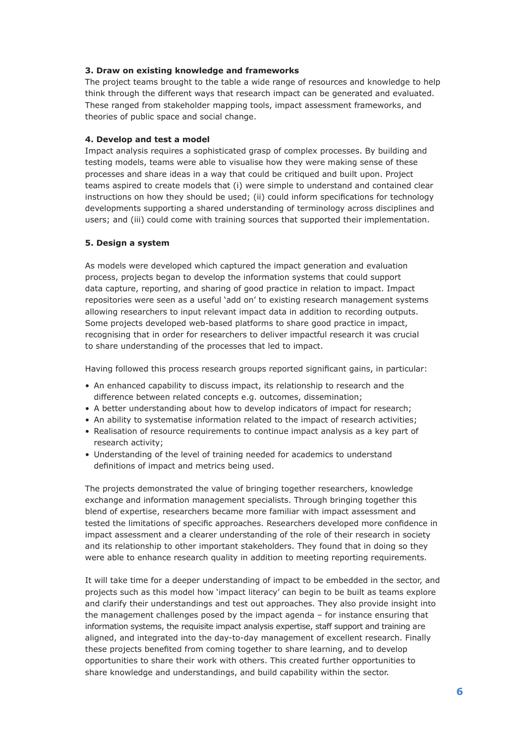**3. Draw on existing knowledge and frameworks**

The project teams brought to the table a wide range of resources and knowledge to help think through the different ways that research impact can be generated and evaluated. These ranged from stakeholder mapping tools, impact assessment frameworks, and theories of public space and social change.

**4. Develop and test a model**

Impact analysis requires a sophisticated grasp of complex processes. By building and testing models, teams were able to visualise how they were making sense of these processes and share ideas in a way that could be critiqued and built upon. Project teams aspired to create models that (i) were simple to understand and contained clear instructions on how they should be used; (ii) could inform specifications for technology developments supporting a shared understanding of terminology across disciplines and users; and (iii) could come with training sources that supported their implementation.

**5. Design a system**

As models were developed which captured the impact generation and evaluation process, projects began to develop the information systems that could support data capture, reporting, and sharing of good practice in relation to impact. Impact repositories were seen as a useful 'add on' to existing research management systems allowing researchers to input relevant impact data in addition to recording outputs. Some projects developed web-based platforms to share good practice in impact, recognising that in order for researchers to deliver impactful research it was crucial to share understanding of the processes that led to impact.

Having followed this process research groups reported significant gains, in particular:

- An enhanced capability to discuss impact, its relationship to research and the difference between related concepts e.g. outcomes, dissemination;
- A better understanding about how to develop indicators of impact for research;
- An ability to systematise information related to the impact of research activities;
- Realisation of resource requirements to continue impact analysis as a key part of research activity;
- Understanding of the level of training needed for academics to understand definitions of impact and metrics being used.

The projects demonstrated the value of bringing together researchers, knowledge exchange and information management specialists. Through bringing together this blend of expertise, researchers became more familiar with impact assessment and tested the limitations of specific approaches. Researchers developed more confidence in impact assessment and a clearer understanding of the role of their research in society and its relationship to other important stakeholders. They found that in doing so they were able to enhance research quality in addition to meeting reporting requirements.

It will take time for a deeper understanding of impact to be embedded in the sector, and projects such as this model how 'impact literacy' can begin to be built as teams explore and clarify their understandings and test out approaches. They also provide insight into the management challenges posed by the impact agenda – for instance ensuring that information systems, the requisite impact analysis expertise, staff support and training are aligned, and integrated into the day-to-day management of excellent research. Finally these projects benefited from coming together to share learning, and to develop opportunities to share their work with others. This created further opportunities to share knowledge and understandings, and build capability within the sector.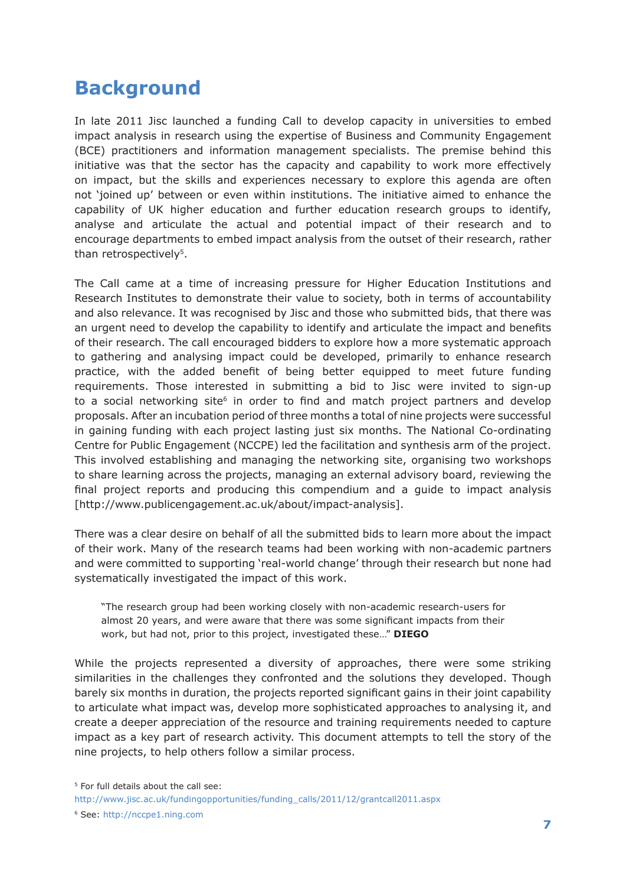# Background

In late 2011 Jisc launched a funding Call to develop capacity in universities to embed impact analysis in research using the expertise of Business and Community Engagement (BCE) practitioners and information management specialists. The premise behind this initiative was that the sector has the capacity and capability to work more effectively on impact, but the skills and experiences necessary to explore this agenda are often not 'joined up' between or even within institutions. The initiative aimed to enhance the capability of UK higher education and further education research groups to identify, analyse and articulate the actual and potential impact of their research and to encourage departments to embed impact analysis from the outset of their research, rather than retrospectively[5].

The Call came at a time of increasing pressure for Higher Education Institutions and Research Institutes to demonstrate their value to society, both in terms of accountability and also relevance. It was recognised by Jisc and those who submitted bids, that there was an urgent need to develop the capability to identify and articulate the impact and benefits of their research. The call encouraged bidders to explore how a more systematic approach to gathering and analysing impact could be developed, primarily to enhance research practice, with the added benefit of being better equipped to meet future funding requirements. Those interested in submitting a bid to Jisc were invited to sign-up to a social networking site[6] in order to find and match project partners and develop proposals. After an incubation period of three months a total of nine projects were successful in gaining funding with each project lasting just six months. The National Co-ordinating Centre for Public Engagement (NCCPE) led the facilitation and synthesis arm of the project. This involved establishing and managing the networking site, organising two workshops to share learning across the projects, managing an external advisory board, reviewing the final project reports and producing this compendium and a guide to impact analysis [http://www.publicengagement.ac.uk/about/impact-analysis].

There was a clear desire on behalf of all the submitted bids to learn more about the impact of their work. Many of the research teams had been working with non-academic partners and were committed to supporting 'real-world change' through their research but none had systematically investigated the impact of this work.

> "The research group had been working closely with non-academic research-users for almost 20 years, and were aware that there was some significant impacts from their work, but had not, prior to this project, investigated these…" **DIEGO**

While the projects represented a diversity of approaches, there were some striking similarities in the challenges they confronted and the solutions they developed. Though barely six months in duration, the projects reported significant gains in their joint capability to articulate what impact was, develop more sophisticated approaches to analysing it, and create a deeper appreciation of the resource and training requirements needed to capture impact as a key part of research activity. This document attempts to tell the story of the nine projects, to help others follow a similar process.

[5] For full details about the call see: http://www.jisc.ac.uk/fundingopportunities/funding_calls/2011/12/grantcall2011.aspx

[6] See: http://nccpe1.ning.com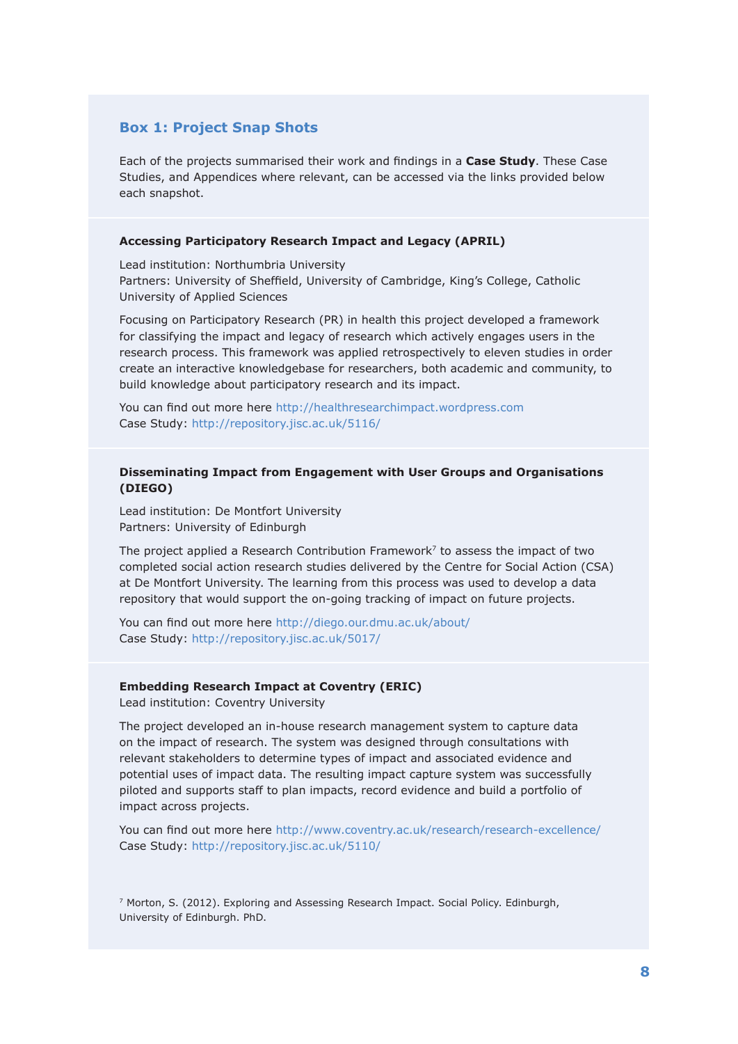## Box 1: Project Snap Shots

Each of the projects summarised their work and findings in a **Case Study**. These Case Studies, and Appendices where relevant, can be accessed via the links provided below each snapshot.

**Accessing Participatory Research Impact and Legacy (APRIL)**

Lead institution: Northumbria University
Partners: University of Sheffield, University of Cambridge, King's College, Catholic University of Applied Sciences

Focusing on Participatory Research (PR) in health this project developed a framework for classifying the impact and legacy of research which actively engages users in the research process. This framework was applied retrospectively to eleven studies in order create an interactive knowledgebase for researchers, both academic and community, to build knowledge about participatory research and its impact.

You can find out more here http://healthresearchimpact.wordpress.com
Case Study: http://repository.jisc.ac.uk/5116/

**Disseminating Impact from Engagement with User Groups and Organisations (DIEGO)**

Lead institution: De Montfort University
Partners: University of Edinburgh

The project applied a Research Contribution Framework[7] to assess the impact of two completed social action research studies delivered by the Centre for Social Action (CSA) at De Montfort University. The learning from this process was used to develop a data repository that would support the on-going tracking of impact on future projects.

You can find out more here http://diego.our.dmu.ac.uk/about/
Case Study: http://repository.jisc.ac.uk/5017/

**Embedding Research Impact at Coventry (ERIC)**
Lead institution: Coventry University

The project developed an in-house research management system to capture data on the impact of research. The system was designed through consultations with relevant stakeholders to determine types of impact and associated evidence and potential uses of impact data. The resulting impact capture system was successfully piloted and supports staff to plan impacts, record evidence and build a portfolio of impact across projects.

You can find out more here http://www.coventry.ac.uk/research/research-excellence/
Case Study: http://repository.jisc.ac.uk/5110/

[7] Morton, S. (2012). Exploring and Assessing Research Impact. Social Policy. Edinburgh, University of Edinburgh. PhD.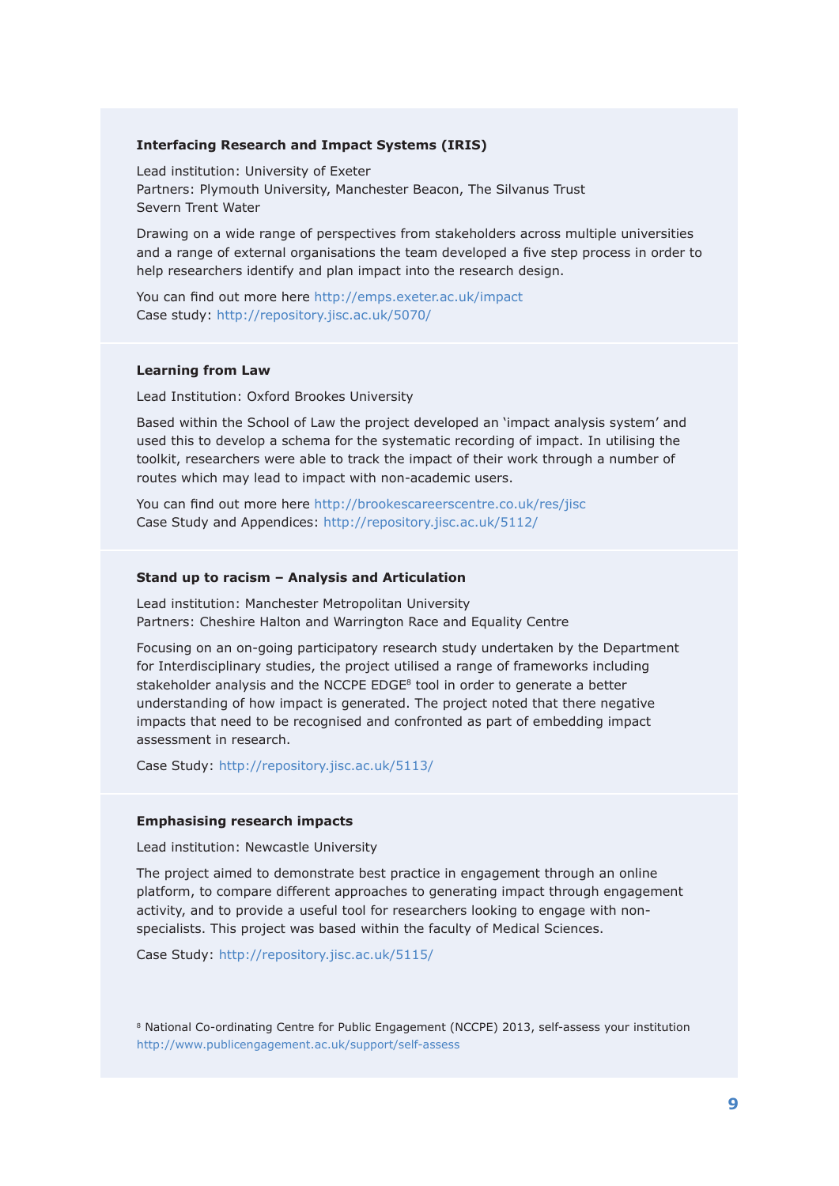### Interfacing Research and Impact Systems (IRIS)

Lead institution: University of Exeter
Partners: Plymouth University, Manchester Beacon, The Silvanus Trust
Severn Trent Water

Drawing on a wide range of perspectives from stakeholders across multiple universities and a range of external organisations the team developed a five step process in order to help researchers identify and plan impact into the research design.

You can find out more here http://emps.exeter.ac.uk/impact
Case study: http://repository.jisc.ac.uk/5070/

### Learning from Law

Lead Institution: Oxford Brookes University

Based within the School of Law the project developed an 'impact analysis system' and used this to develop a schema for the systematic recording of impact. In utilising the toolkit, researchers were able to track the impact of their work through a number of routes which may lead to impact with non-academic users.

You can find out more here http://brookescareerscentre.co.uk/res/jisc
Case Study and Appendices: http://repository.jisc.ac.uk/5112/

### Stand up to racism – Analysis and Articulation

Lead institution: Manchester Metropolitan University
Partners: Cheshire Halton and Warrington Race and Equality Centre

Focusing on an on-going participatory research study undertaken by the Department for Interdisciplinary studies, the project utilised a range of frameworks including stakeholder analysis and the NCCPE EDGE[8] tool in order to generate a better understanding of how impact is generated. The project noted that there negative impacts that need to be recognised and confronted as part of embedding impact assessment in research.

Case Study: http://repository.jisc.ac.uk/5113/

### Emphasising research impacts

Lead institution: Newcastle University

The project aimed to demonstrate best practice in engagement through an online platform, to compare different approaches to generating impact through engagement activity, and to provide a useful tool for researchers looking to engage with non-specialists. This project was based within the faculty of Medical Sciences.

Case Study: http://repository.jisc.ac.uk/5115/

[8] National Co-ordinating Centre for Public Engagement (NCCPE) 2013, self-assess your institution http://www.publicengagement.ac.uk/support/self-assess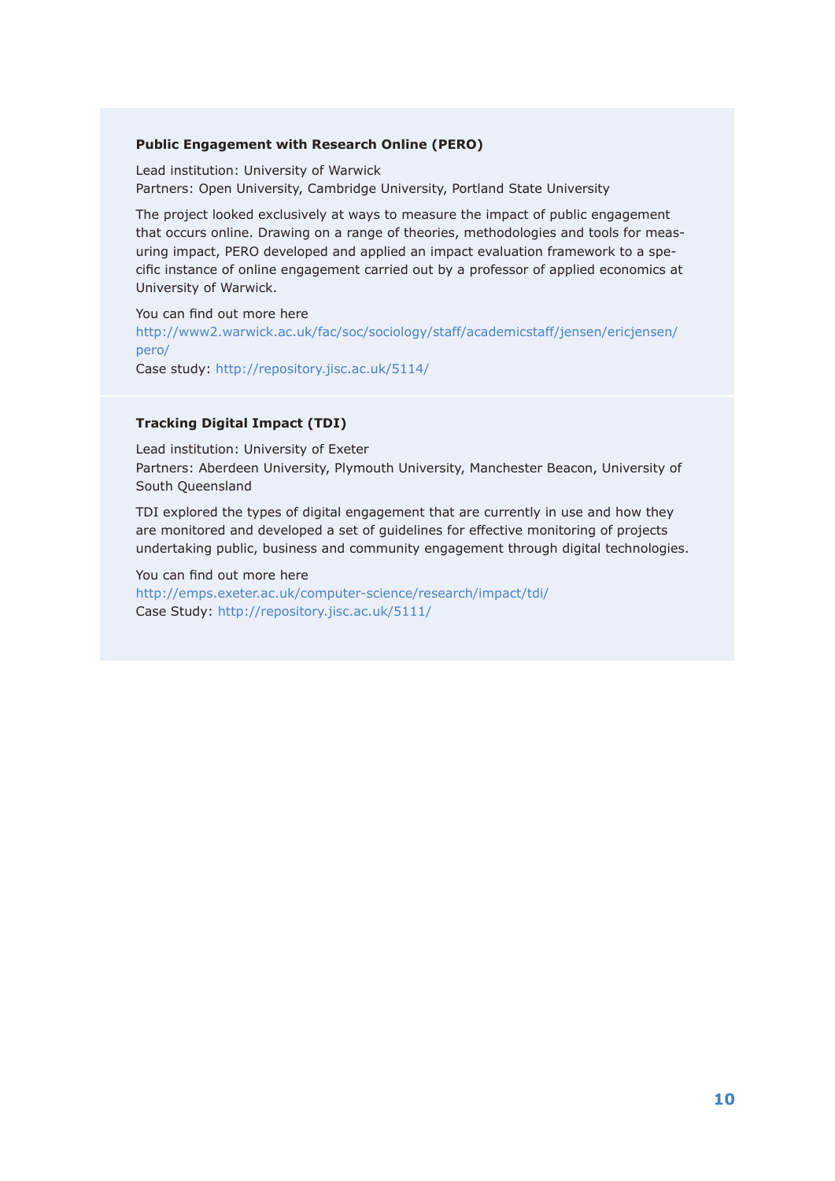**Public Engagement with Research Online (PERO)**

Lead institution: University of Warwick
Partners: Open University, Cambridge University, Portland State University

The project looked exclusively at ways to measure the impact of public engagement that occurs online. Drawing on a range of theories, methodologies and tools for measuring impact, PERO developed and applied an impact evaluation framework to a specific instance of online engagement carried out by a professor of applied economics at University of Warwick.

You can find out more here
http://www2.warwick.ac.uk/fac/soc/sociology/staff/academicstaff/jensen/ericjensen/pero/
Case study: http://repository.jisc.ac.uk/5114/

**Tracking Digital Impact (TDI)**

Lead institution: University of Exeter
Partners: Aberdeen University, Plymouth University, Manchester Beacon, University of South Queensland

TDI explored the types of digital engagement that are currently in use and how they are monitored and developed a set of guidelines for effective monitoring of projects undertaking public, business and community engagement through digital technologies.

You can find out more here
http://emps.exeter.ac.uk/computer-science/research/impact/tdi/
Case Study: http://repository.jisc.ac.uk/5111/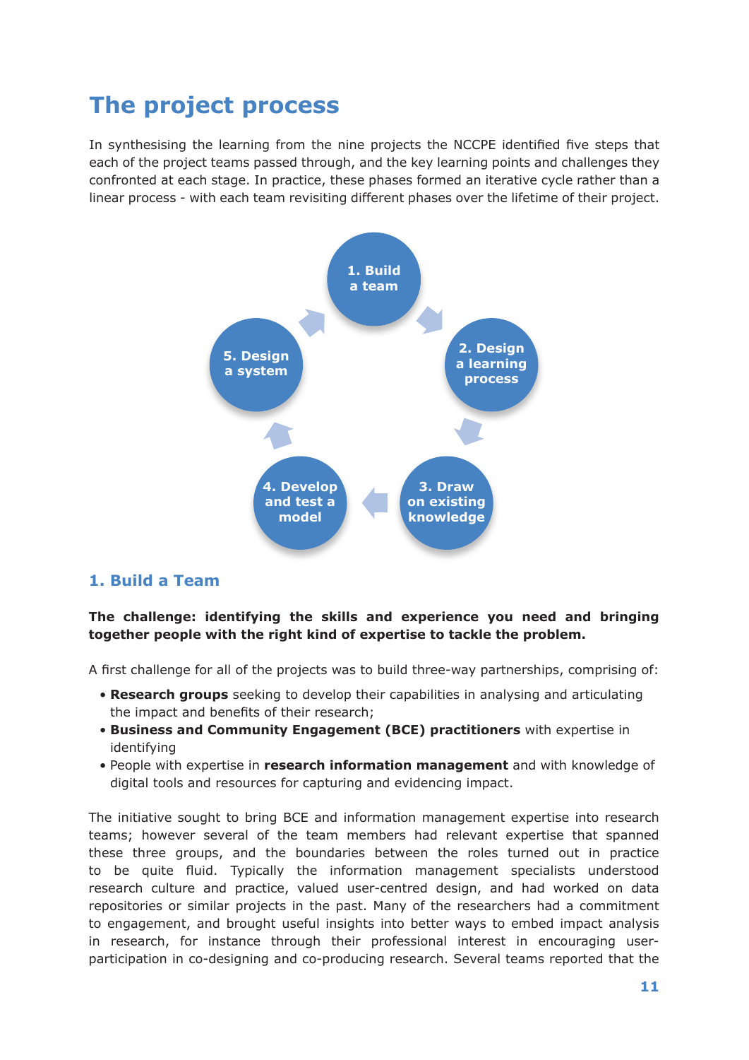# The project process

In synthesising the learning from the nine projects the NCCPE identified five steps that each of the project teams passed through, and the key learning points and challenges they confronted at each stage. In practice, these phases formed an iterative cycle rather than a linear process - with each team revisiting different phases over the lifetime of their project.

1. Build a team
2. Design a learning process
3. Draw on existing knowledge
4. Develop and test a model
5. Design a system

## 1. Build a Team

**The challenge: identifying the skills and experience you need and bringing together people with the right kind of expertise to tackle the problem.**

A first challenge for all of the projects was to build three-way partnerships, comprising of:

- **Research groups** seeking to develop their capabilities in analysing and articulating the impact and benefits of their research;
- **Business and Community Engagement (BCE) practitioners** with expertise in identifying
- People with expertise in **research information management** and with knowledge of digital tools and resources for capturing and evidencing impact.

The initiative sought to bring BCE and information management expertise into research teams; however several of the team members had relevant expertise that spanned these three groups, and the boundaries between the roles turned out in practice to be quite fluid. Typically the information management specialists understood research culture and practice, valued user-centred design, and had worked on data repositories or similar projects in the past. Many of the researchers had a commitment to engagement, and brought useful insights into better ways to embed impact analysis in research, for instance through their professional interest in encouraging user-participation in co-designing and co-producing research. Several teams reported that the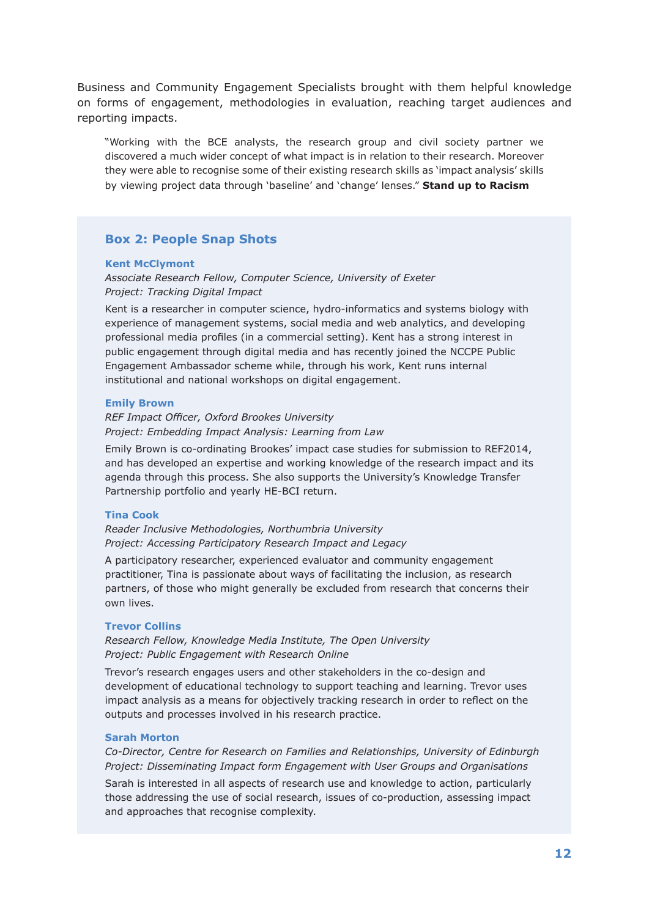Business and Community Engagement Specialists brought with them helpful knowledge on forms of engagement, methodologies in evaluation, reaching target audiences and reporting impacts.

> "Working with the BCE analysts, the research group and civil society partner we discovered a much wider concept of what impact is in relation to their research. Moreover they were able to recognise some of their existing research skills as 'impact analysis' skills by viewing project data through 'baseline' and 'change' lenses." **Stand up to Racism**

## Box 2: People Snap Shots

**Kent McClymont**

*Associate Research Fellow, Computer Science, University of Exeter*
*Project: Tracking Digital Impact*

Kent is a researcher in computer science, hydro-informatics and systems biology with experience of management systems, social media and web analytics, and developing professional media profiles (in a commercial setting). Kent has a strong interest in public engagement through digital media and has recently joined the NCCPE Public Engagement Ambassador scheme while, through his work, Kent runs internal institutional and national workshops on digital engagement.

**Emily Brown**

*REF Impact Officer, Oxford Brookes University*
*Project: Embedding Impact Analysis: Learning from Law*

Emily Brown is co-ordinating Brookes' impact case studies for submission to REF2014, and has developed an expertise and working knowledge of the research impact and its agenda through this process. She also supports the University's Knowledge Transfer Partnership portfolio and yearly HE-BCI return.

**Tina Cook**

*Reader Inclusive Methodologies, Northumbria University*
*Project: Accessing Participatory Research Impact and Legacy*

A participatory researcher, experienced evaluator and community engagement practitioner, Tina is passionate about ways of facilitating the inclusion, as research partners, of those who might generally be excluded from research that concerns their own lives.

**Trevor Collins**

*Research Fellow, Knowledge Media Institute, The Open University*
*Project: Public Engagement with Research Online*

Trevor's research engages users and other stakeholders in the co-design and development of educational technology to support teaching and learning. Trevor uses impact analysis as a means for objectively tracking research in order to reflect on the outputs and processes involved in his research practice.

**Sarah Morton**

*Co-Director, Centre for Research on Families and Relationships, University of Edinburgh*
*Project: Disseminating Impact form Engagement with User Groups and Organisations*

Sarah is interested in all aspects of research use and knowledge to action, particularly those addressing the use of social research, issues of co-production, assessing impact and approaches that recognise complexity.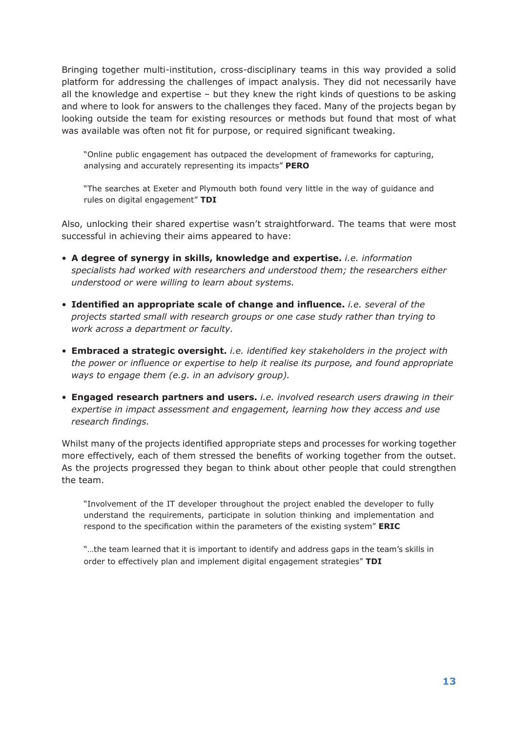Bringing together multi-institution, cross-disciplinary teams in this way provided a solid platform for addressing the challenges of impact analysis. They did not necessarily have all the knowledge and expertise – but they knew the right kinds of questions to be asking and where to look for answers to the challenges they faced. Many of the projects began by looking outside the team for existing resources or methods but found that most of what was available was often not fit for purpose, or required significant tweaking.

> "Online public engagement has outpaced the development of frameworks for capturing, analysing and accurately representing its impacts" **PERO**

> "The searches at Exeter and Plymouth both found very little in the way of guidance and rules on digital engagement" **TDI**

Also, unlocking their shared expertise wasn't straightforward. The teams that were most successful in achieving their aims appeared to have:

- **A degree of synergy in skills, knowledge and expertise.** *i.e. information specialists had worked with researchers and understood them; the researchers either understood or were willing to learn about systems.*
- **Identified an appropriate scale of change and influence.** *i.e. several of the projects started small with research groups or one case study rather than trying to work across a department or faculty.*
- **Embraced a strategic oversight.** *i.e. identified key stakeholders in the project with the power or influence or expertise to help it realise its purpose, and found appropriate ways to engage them (e.g. in an advisory group).*
- **Engaged research partners and users.** *i.e. involved research users drawing in their expertise in impact assessment and engagement, learning how they access and use research findings.*

Whilst many of the projects identified appropriate steps and processes for working together more effectively, each of them stressed the benefits of working together from the outset. As the projects progressed they began to think about other people that could strengthen the team.

> "Involvement of the IT developer throughout the project enabled the developer to fully understand the requirements, participate in solution thinking and implementation and respond to the specification within the parameters of the existing system" **ERIC**

> "…the team learned that it is important to identify and address gaps in the team's skills in order to effectively plan and implement digital engagement strategies" **TDI**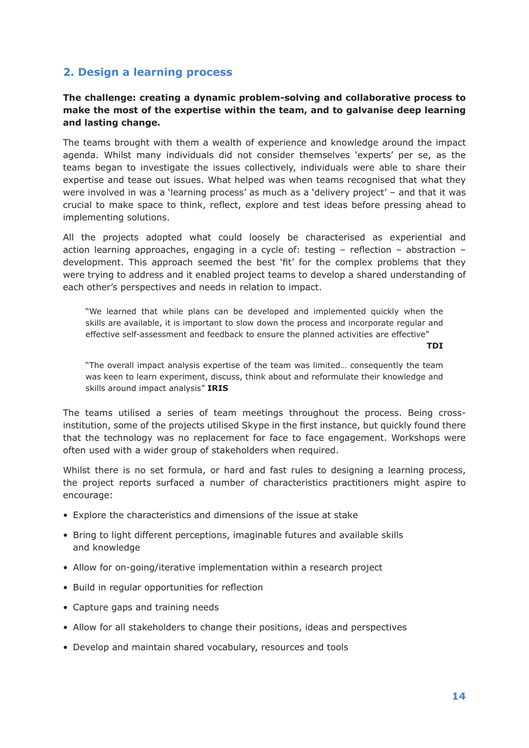## 2. Design a learning process

**The challenge: creating a dynamic problem-solving and collaborative process to make the most of the expertise within the team, and to galvanise deep learning and lasting change.**

The teams brought with them a wealth of experience and knowledge around the impact agenda. Whilst many individuals did not consider themselves 'experts' per se, as the teams began to investigate the issues collectively, individuals were able to share their expertise and tease out issues. What helped was when teams recognised that what they were involved in was a 'learning process' as much as a 'delivery project' – and that it was crucial to make space to think, reflect, explore and test ideas before pressing ahead to implementing solutions.

All the projects adopted what could loosely be characterised as experiential and action learning approaches, engaging in a cycle of: testing – reflection – abstraction – development. This approach seemed the best 'fit' for the complex problems that they were trying to address and it enabled project teams to develop a shared understanding of each other's perspectives and needs in relation to impact.

> "We learned that while plans can be developed and implemented quickly when the skills are available, it is important to slow down the process and incorporate regular and effective self-assessment and feedback to ensure the planned activities are effective"
>
> **TDI**

> "The overall impact analysis expertise of the team was limited… consequently the team was keen to learn experiment, discuss, think about and reformulate their knowledge and skills around impact analysis" **IRIS**

The teams utilised a series of team meetings throughout the process. Being cross-institution, some of the projects utilised Skype in the first instance, but quickly found there that the technology was no replacement for face to face engagement. Workshops were often used with a wider group of stakeholders when required.

Whilst there is no set formula, or hard and fast rules to designing a learning process, the project reports surfaced a number of characteristics practitioners might aspire to encourage:

- Explore the characteristics and dimensions of the issue at stake
- Bring to light different perceptions, imaginable futures and available skills and knowledge
- Allow for on-going/iterative implementation within a research project
- Build in regular opportunities for reflection
- Capture gaps and training needs
- Allow for all stakeholders to change their positions, ideas and perspectives
- Develop and maintain shared vocabulary, resources and tools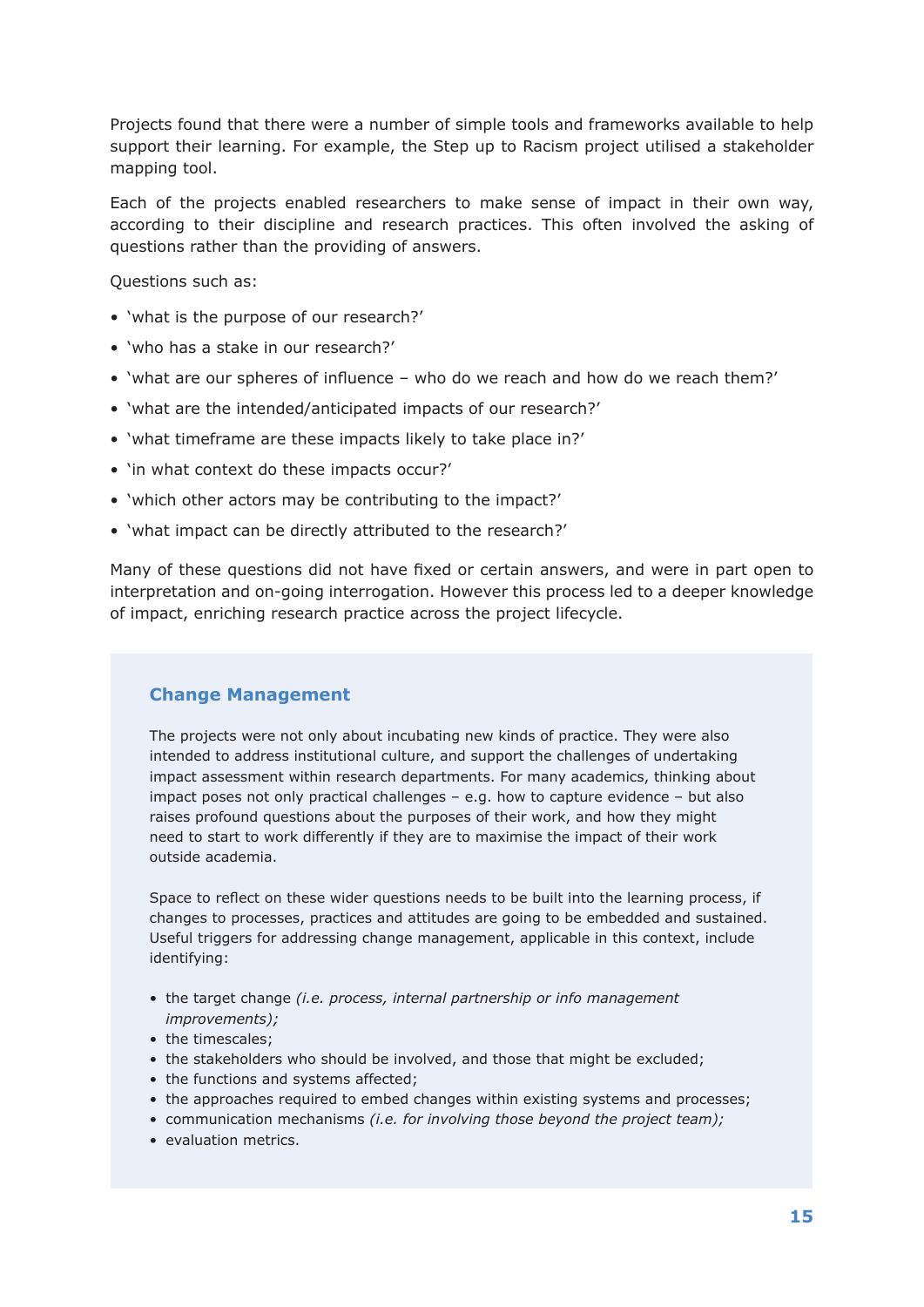Projects found that there were a number of simple tools and frameworks available to help support their learning. For example, the Step up to Racism project utilised a stakeholder mapping tool.

Each of the projects enabled researchers to make sense of impact in their own way, according to their discipline and research practices. This often involved the asking of questions rather than the providing of answers.

Questions such as:

- 'what is the purpose of our research?'
- 'who has a stake in our research?'
- 'what are our spheres of influence – who do we reach and how do we reach them?'
- 'what are the intended/anticipated impacts of our research?'
- 'what timeframe are these impacts likely to take place in?'
- 'in what context do these impacts occur?'
- 'which other actors may be contributing to the impact?'
- 'what impact can be directly attributed to the research?'

Many of these questions did not have fixed or certain answers, and were in part open to interpretation and on-going interrogation. However this process led to a deeper knowledge of impact, enriching research practice across the project lifecycle.

### Change Management

The projects were not only about incubating new kinds of practice. They were also intended to address institutional culture, and support the challenges of undertaking impact assessment within research departments. For many academics, thinking about impact poses not only practical challenges – e.g. how to capture evidence – but also raises profound questions about the purposes of their work, and how they might need to start to work differently if they are to maximise the impact of their work outside academia.

Space to reflect on these wider questions needs to be built into the learning process, if changes to processes, practices and attitudes are going to be embedded and sustained. Useful triggers for addressing change management, applicable in this context, include identifying:

- the target change *(i.e. process, internal partnership or info management improvements);*
- the timescales;
- the stakeholders who should be involved, and those that might be excluded;
- the functions and systems affected;
- the approaches required to embed changes within existing systems and processes;
- communication mechanisms *(i.e. for involving those beyond the project team);*
- evaluation metrics.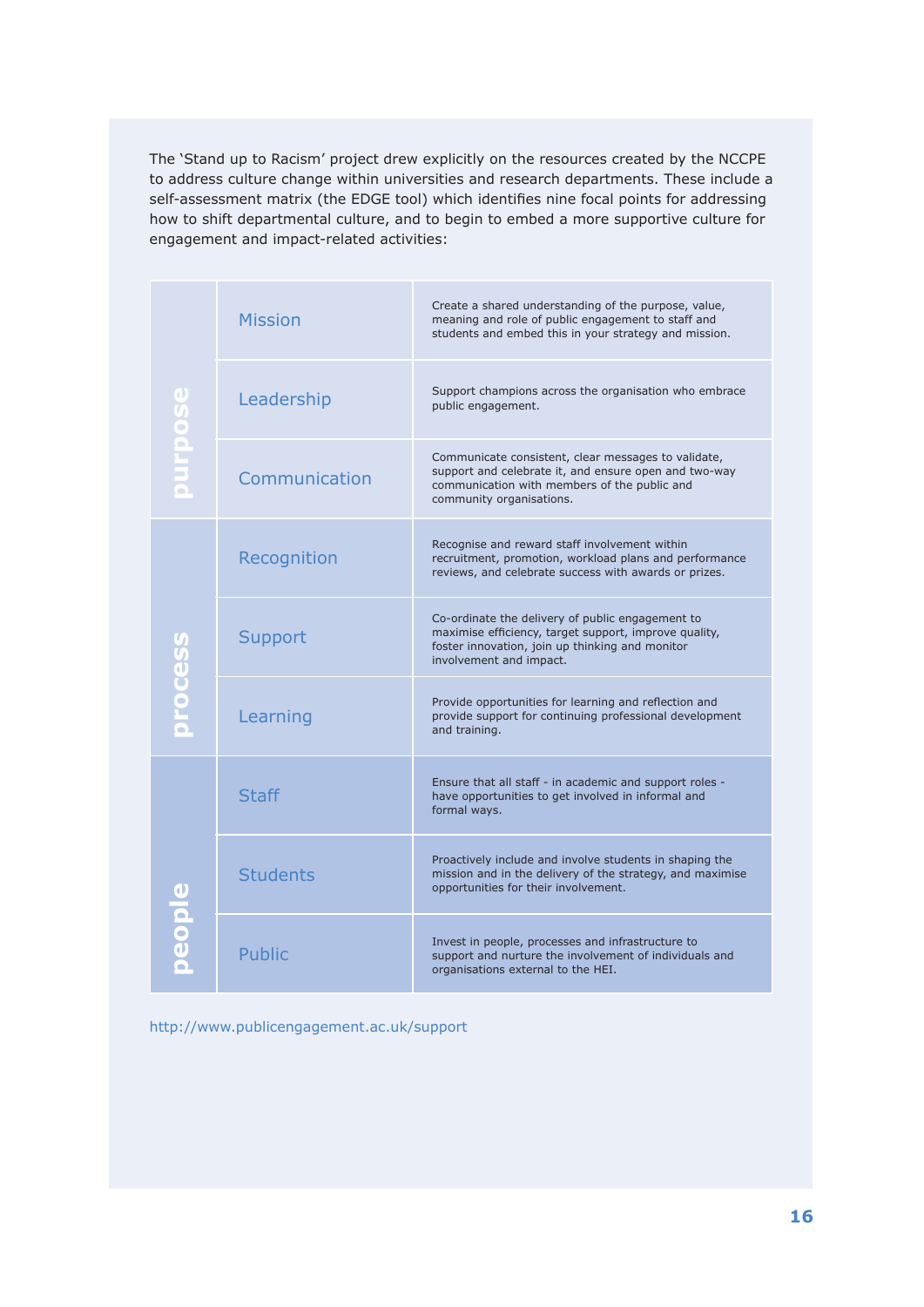The ‘Stand up to Racism’ project drew explicitly on the resources created by the NCCPE to address culture change within universities and research departments. These include a self-assessment matrix (the EDGE tool) which identifies nine focal points for addressing how to shift departmental culture, and to begin to embed a more supportive culture for engagement and impact-related activities:

| | | |
|---|---|---|
| purpose | Mission | Create a shared understanding of the purpose, value, meaning and role of public engagement to staff and students and embed this in your strategy and mission. |
| | Leadership | Support champions across the organisation who embrace public engagement. |
| | Communication | Communicate consistent, clear messages to validate, support and celebrate it, and ensure open and two-way communication with members of the public and community organisations. |
| process | Recognition | Recognise and reward staff involvement within recruitment, promotion, workload plans and performance reviews, and celebrate success with awards or prizes. |
| | Support | Co-ordinate the delivery of public engagement to maximise efficiency, target support, improve quality, foster innovation, join up thinking and monitor involvement and impact. |
| | Learning | Provide opportunities for learning and reflection and provide support for continuing professional development and training. |
| people | Staff | Ensure that all staff - in academic and support roles - have opportunities to get involved in informal and formal ways. |
| | Students | Proactively include and involve students in shaping the mission and in the delivery of the strategy, and maximise opportunities for their involvement. |
| | Public | Invest in people, processes and infrastructure to support and nurture the involvement of individuals and organisations external to the HEI. |

http://www.publicengagement.ac.uk/support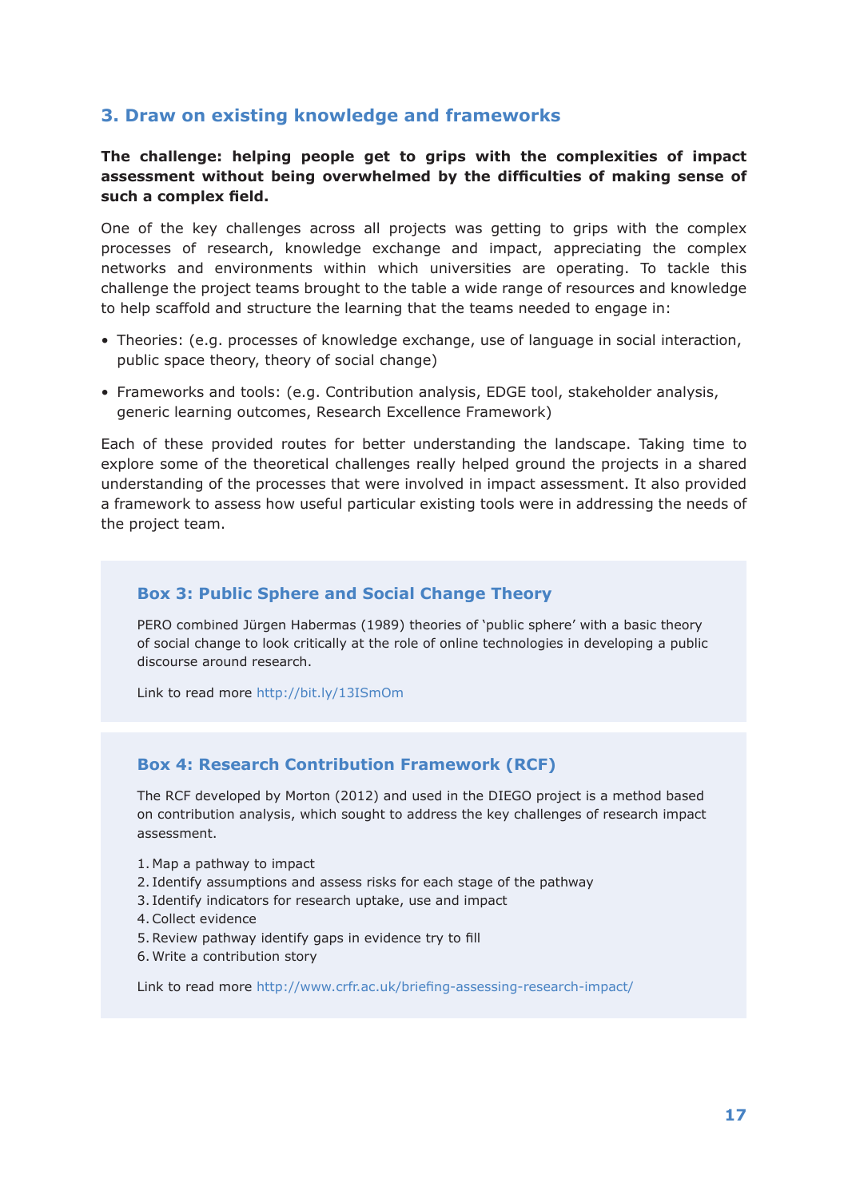## 3. Draw on existing knowledge and frameworks

**The challenge: helping people get to grips with the complexities of impact assessment without being overwhelmed by the difficulties of making sense of such a complex field.**

One of the key challenges across all projects was getting to grips with the complex processes of research, knowledge exchange and impact, appreciating the complex networks and environments within which universities are operating. To tackle this challenge the project teams brought to the table a wide range of resources and knowledge to help scaffold and structure the learning that the teams needed to engage in:

- Theories: (e.g. processes of knowledge exchange, use of language in social interaction, public space theory, theory of social change)
- Frameworks and tools: (e.g. Contribution analysis, EDGE tool, stakeholder analysis, generic learning outcomes, Research Excellence Framework)

Each of these provided routes for better understanding the landscape. Taking time to explore some of the theoretical challenges really helped ground the projects in a shared understanding of the processes that were involved in impact assessment. It also provided a framework to assess how useful particular existing tools were in addressing the needs of the project team.

### Box 3: Public Sphere and Social Change Theory

PERO combined Jürgen Habermas (1989) theories of 'public sphere' with a basic theory of social change to look critically at the role of online technologies in developing a public discourse around research.

Link to read more http://bit.ly/13ISmOm

### Box 4: Research Contribution Framework (RCF)

The RCF developed by Morton (2012) and used in the DIEGO project is a method based on contribution analysis, which sought to address the key challenges of research impact assessment.

1. Map a pathway to impact
2. Identify assumptions and assess risks for each stage of the pathway
3. Identify indicators for research uptake, use and impact
4. Collect evidence
5. Review pathway identify gaps in evidence try to fill
6. Write a contribution story

Link to read more http://www.crfr.ac.uk/briefing-assessing-research-impact/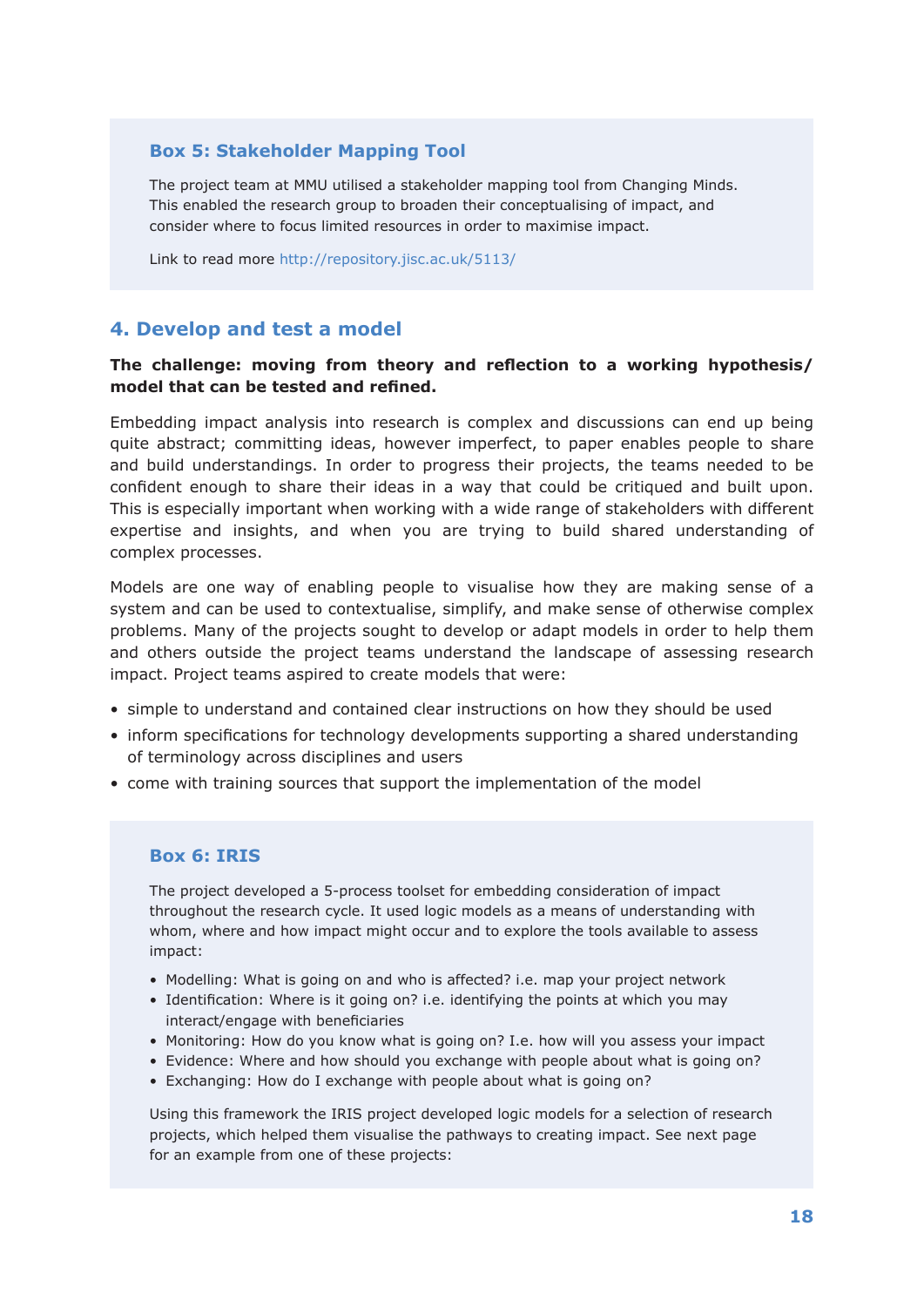### Box 5: Stakeholder Mapping Tool

The project team at MMU utilised a stakeholder mapping tool from Changing Minds. This enabled the research group to broaden their conceptualising of impact, and consider where to focus limited resources in order to maximise impact.

Link to read more http://repository.jisc.ac.uk/5113/

## 4. Develop and test a model

**The challenge: moving from theory and reflection to a working hypothesis/ model that can be tested and refined.**

Embedding impact analysis into research is complex and discussions can end up being quite abstract; committing ideas, however imperfect, to paper enables people to share and build understandings. In order to progress their projects, the teams needed to be confident enough to share their ideas in a way that could be critiqued and built upon. This is especially important when working with a wide range of stakeholders with different expertise and insights, and when you are trying to build shared understanding of complex processes.

Models are one way of enabling people to visualise how they are making sense of a system and can be used to contextualise, simplify, and make sense of otherwise complex problems. Many of the projects sought to develop or adapt models in order to help them and others outside the project teams understand the landscape of assessing research impact. Project teams aspired to create models that were:

- simple to understand and contained clear instructions on how they should be used
- inform specifications for technology developments supporting a shared understanding of terminology across disciplines and users
- come with training sources that support the implementation of the model

### Box 6: IRIS

The project developed a 5-process toolset for embedding consideration of impact throughout the research cycle. It used logic models as a means of understanding with whom, where and how impact might occur and to explore the tools available to assess impact:

- Modelling: What is going on and who is affected? i.e. map your project network
- Identification: Where is it going on? i.e. identifying the points at which you may interact/engage with beneficiaries
- Monitoring: How do you know what is going on? I.e. how will you assess your impact
- Evidence: Where and how should you exchange with people about what is going on?
- Exchanging: How do I exchange with people about what is going on?

Using this framework the IRIS project developed logic models for a selection of research projects, which helped them visualise the pathways to creating impact. See next page for an example from one of these projects: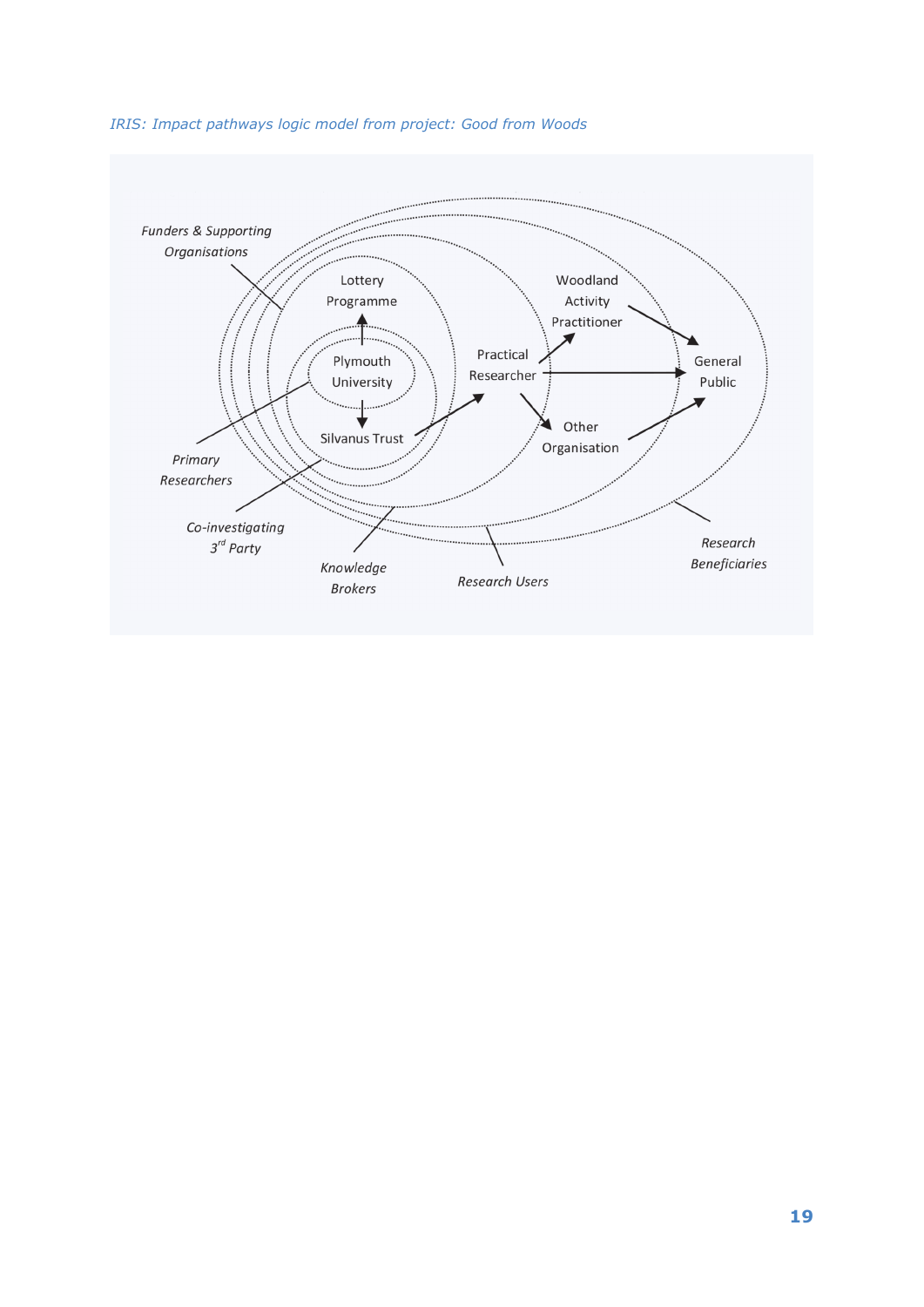*IRIS: Impact pathways logic model from project: Good from Woods*

Funders & Supporting Organisations

Lottery Programme

Plymouth University

Silvanus Trust

Practical Researcher

Woodland Activity Practitioner

Other Organisation

General Public

Primary Researchers

Co-investigating 3rd Party

Knowledge Brokers

Research Users

Research Beneficiaries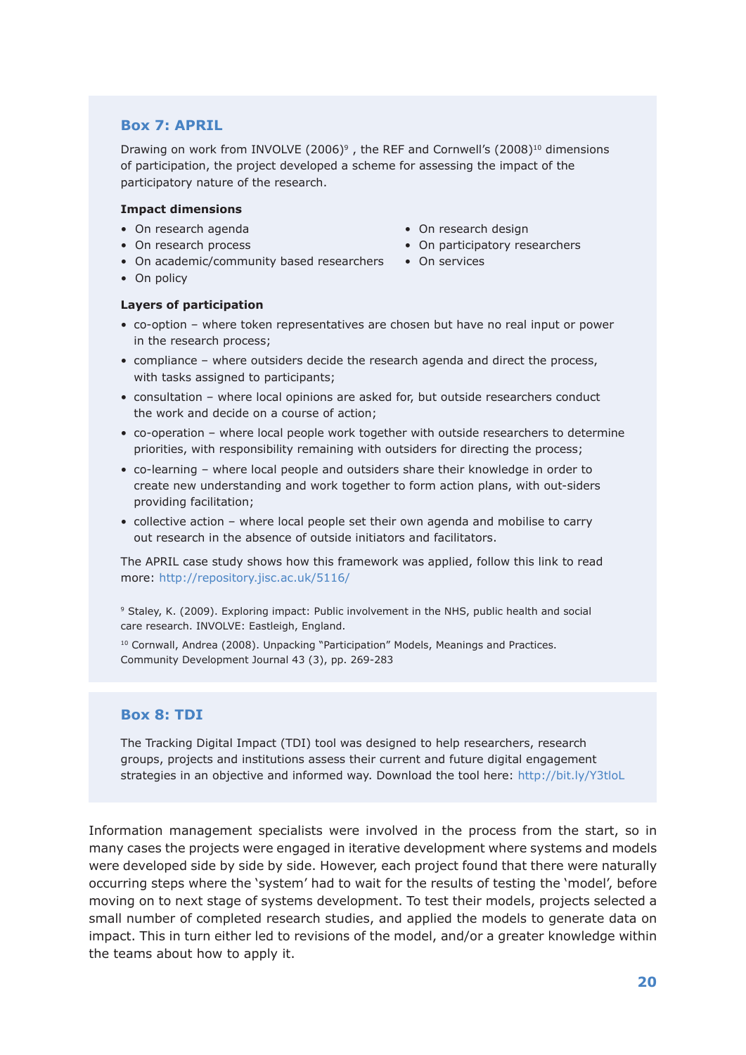### Box 7: APRIL

Drawing on work from INVOLVE (2006)[9] , the REF and Cornwell's (2008)[10] dimensions of participation, the project developed a scheme for assessing the impact of the participatory nature of the research.

**Impact dimensions**

- On research agenda
- On research process
- On academic/community based researchers
- On policy
- On research design
- On participatory researchers
- On services

**Layers of participation**

- co-option – where token representatives are chosen but have no real input or power in the research process;
- compliance – where outsiders decide the research agenda and direct the process, with tasks assigned to participants;
- consultation – where local opinions are asked for, but outside researchers conduct the work and decide on a course of action;
- co-operation – where local people work together with outside researchers to determine priorities, with responsibility remaining with outsiders for directing the process;
- co-learning – where local people and outsiders share their knowledge in order to create new understanding and work together to form action plans, with out-siders providing facilitation;
- collective action – where local people set their own agenda and mobilise to carry out research in the absence of outside initiators and facilitators.

The APRIL case study shows how this framework was applied, follow this link to read more: http://repository.jisc.ac.uk/5116/

[9] Staley, K. (2009). Exploring impact: Public involvement in the NHS, public health and social care research. INVOLVE: Eastleigh, England.

[10] Cornwall, Andrea (2008). Unpacking "Participation" Models, Meanings and Practices. Community Development Journal 43 (3), pp. 269-283

### Box 8: TDI

The Tracking Digital Impact (TDI) tool was designed to help researchers, research groups, projects and institutions assess their current and future digital engagement strategies in an objective and informed way. Download the tool here: http://bit.ly/Y3tloL

Information management specialists were involved in the process from the start, so in many cases the projects were engaged in iterative development where systems and models were developed side by side by side. However, each project found that there were naturally occurring steps where the 'system' had to wait for the results of testing the 'model', before moving on to next stage of systems development. To test their models, projects selected a small number of completed research studies, and applied the models to generate data on impact. This in turn either led to revisions of the model, and/or a greater knowledge within the teams about how to apply it.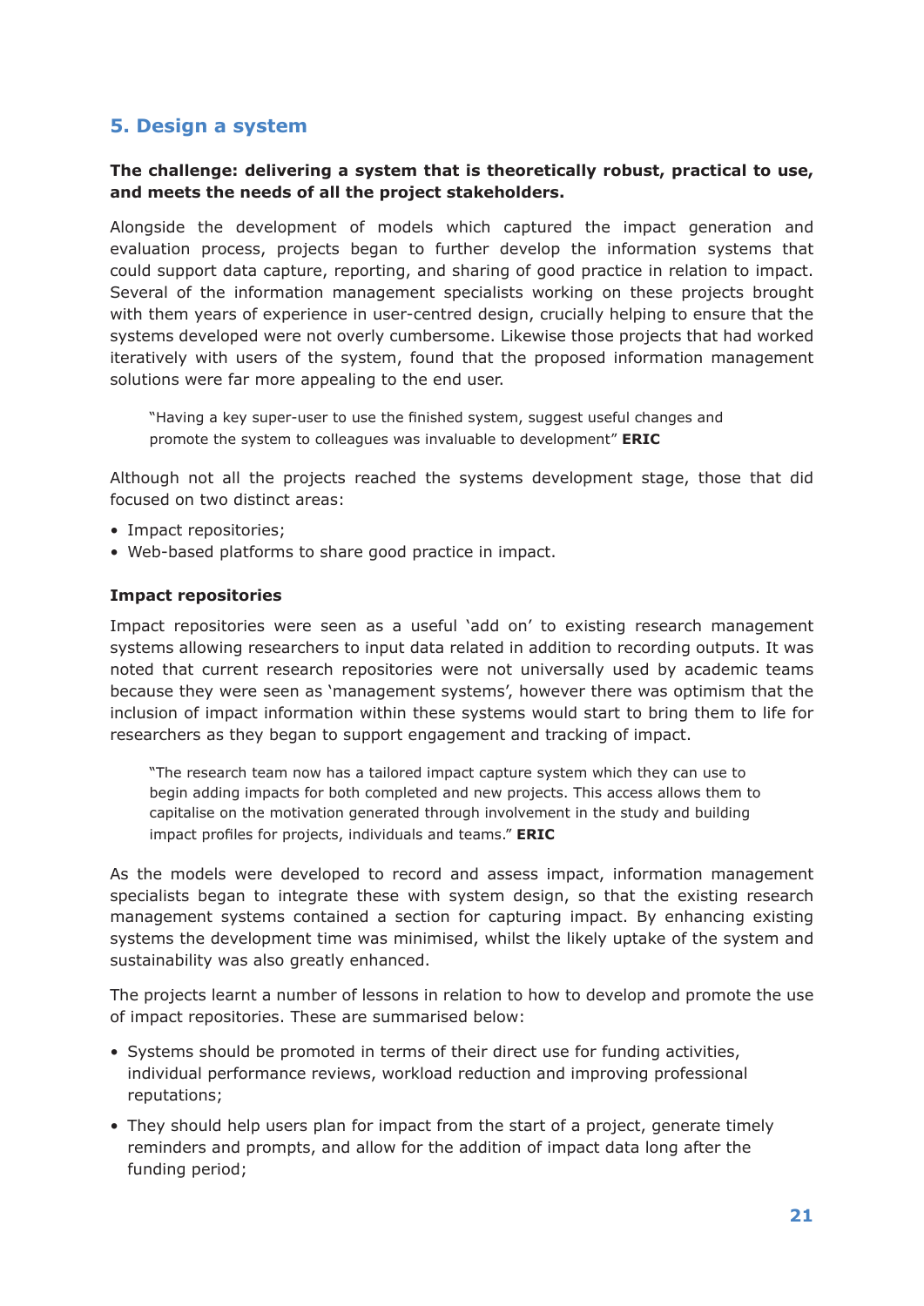## 5. Design a system

**The challenge: delivering a system that is theoretically robust, practical to use, and meets the needs of all the project stakeholders.**

Alongside the development of models which captured the impact generation and evaluation process, projects began to further develop the information systems that could support data capture, reporting, and sharing of good practice in relation to impact. Several of the information management specialists working on these projects brought with them years of experience in user-centred design, crucially helping to ensure that the systems developed were not overly cumbersome. Likewise those projects that had worked iteratively with users of the system, found that the proposed information management solutions were far more appealing to the end user.

> "Having a key super-user to use the finished system, suggest useful changes and promote the system to colleagues was invaluable to development" **ERIC**

Although not all the projects reached the systems development stage, those that did focused on two distinct areas:

- Impact repositories;
- Web-based platforms to share good practice in impact.

### Impact repositories

Impact repositories were seen as a useful 'add on' to existing research management systems allowing researchers to input data related in addition to recording outputs. It was noted that current research repositories were not universally used by academic teams because they were seen as 'management systems', however there was optimism that the inclusion of impact information within these systems would start to bring them to life for researchers as they began to support engagement and tracking of impact.

> "The research team now has a tailored impact capture system which they can use to begin adding impacts for both completed and new projects. This access allows them to capitalise on the motivation generated through involvement in the study and building impact profiles for projects, individuals and teams." **ERIC**

As the models were developed to record and assess impact, information management specialists began to integrate these with system design, so that the existing research management systems contained a section for capturing impact. By enhancing existing systems the development time was minimised, whilst the likely uptake of the system and sustainability was also greatly enhanced.

The projects learnt a number of lessons in relation to how to develop and promote the use of impact repositories. These are summarised below:

- Systems should be promoted in terms of their direct use for funding activities, individual performance reviews, workload reduction and improving professional reputations;
- They should help users plan for impact from the start of a project, generate timely reminders and prompts, and allow for the addition of impact data long after the funding period;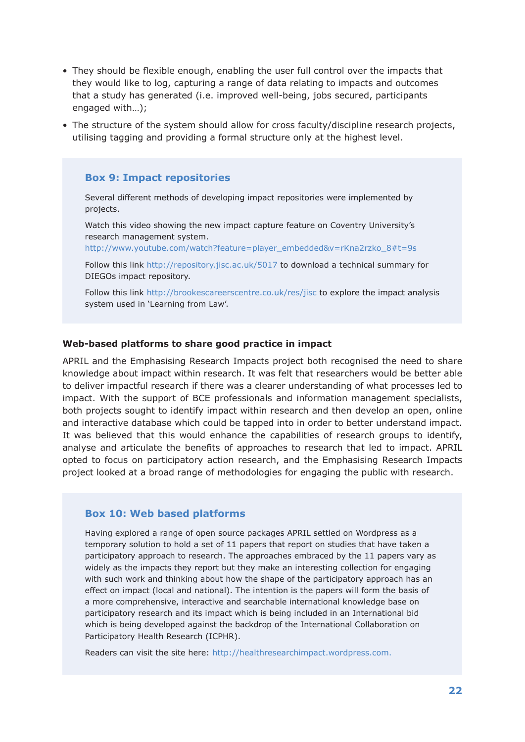- They should be flexible enough, enabling the user full control over the impacts that they would like to log, capturing a range of data relating to impacts and outcomes that a study has generated (i.e. improved well-being, jobs secured, participants engaged with…);
- The structure of the system should allow for cross faculty/discipline research projects, utilising tagging and providing a formal structure only at the highest level.

### Box 9: Impact repositories

Several different methods of developing impact repositories were implemented by projects.

Watch this video showing the new impact capture feature on Coventry University's research management system.
http://www.youtube.com/watch?feature=player_embedded&v=rKna2rzko_8#t=9s

Follow this link http://repository.jisc.ac.uk/5017 to download a technical summary for DIEGOs impact repository.

Follow this link http://brookescareerscentre.co.uk/res/jisc to explore the impact analysis system used in 'Learning from Law'.

**Web-based platforms to share good practice in impact**

APRIL and the Emphasising Research Impacts project both recognised the need to share knowledge about impact within research. It was felt that researchers would be better able to deliver impactful research if there was a clearer understanding of what processes led to impact. With the support of BCE professionals and information management specialists, both projects sought to identify impact within research and then develop an open, online and interactive database which could be tapped into in order to better understand impact. It was believed that this would enhance the capabilities of research groups to identify, analyse and articulate the benefits of approaches to research that led to impact. APRIL opted to focus on participatory action research, and the Emphasising Research Impacts project looked at a broad range of methodologies for engaging the public with research.

### Box 10: Web based platforms

Having explored a range of open source packages APRIL settled on Wordpress as a temporary solution to hold a set of 11 papers that report on studies that have taken a participatory approach to research. The approaches embraced by the 11 papers vary as widely as the impacts they report but they make an interesting collection for engaging with such work and thinking about how the shape of the participatory approach has an effect on impact (local and national). The intention is the papers will form the basis of a more comprehensive, interactive and searchable international knowledge base on participatory research and its impact which is being included in an International bid which is being developed against the backdrop of the International Collaboration on Participatory Health Research (ICPHR).

Readers can visit the site here: http://healthresearchimpact.wordpress.com.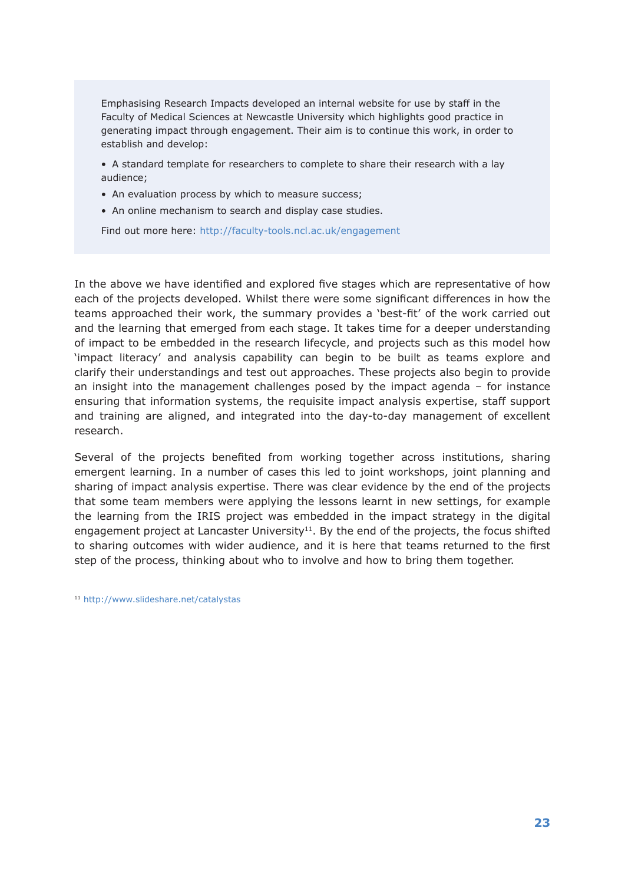> Emphasising Research Impacts developed an internal website for use by staff in the Faculty of Medical Sciences at Newcastle University which highlights good practice in generating impact through engagement. Their aim is to continue this work, in order to establish and develop:
>
> - A standard template for researchers to complete to share their research with a lay audience;
> - An evaluation process by which to measure success;
> - An online mechanism to search and display case studies.
>
> Find out more here: http://faculty-tools.ncl.ac.uk/engagement

In the above we have identified and explored five stages which are representative of how each of the projects developed. Whilst there were some significant differences in how the teams approached their work, the summary provides a 'best-fit' of the work carried out and the learning that emerged from each stage. It takes time for a deeper understanding of impact to be embedded in the research lifecycle, and projects such as this model how 'impact literacy' and analysis capability can begin to be built as teams explore and clarify their understandings and test out approaches. These projects also begin to provide an insight into the management challenges posed by the impact agenda – for instance ensuring that information systems, the requisite impact analysis expertise, staff support and training are aligned, and integrated into the day-to-day management of excellent research.

Several of the projects benefited from working together across institutions, sharing emergent learning. In a number of cases this led to joint workshops, joint planning and sharing of impact analysis expertise. There was clear evidence by the end of the projects that some team members were applying the lessons learnt in new settings, for example the learning from the IRIS project was embedded in the impact strategy in the digital engagement project at Lancaster University[11]. By the end of the projects, the focus shifted to sharing outcomes with wider audience, and it is here that teams returned to the first step of the process, thinking about who to involve and how to bring them together.

[11] http://www.slideshare.net/catalystas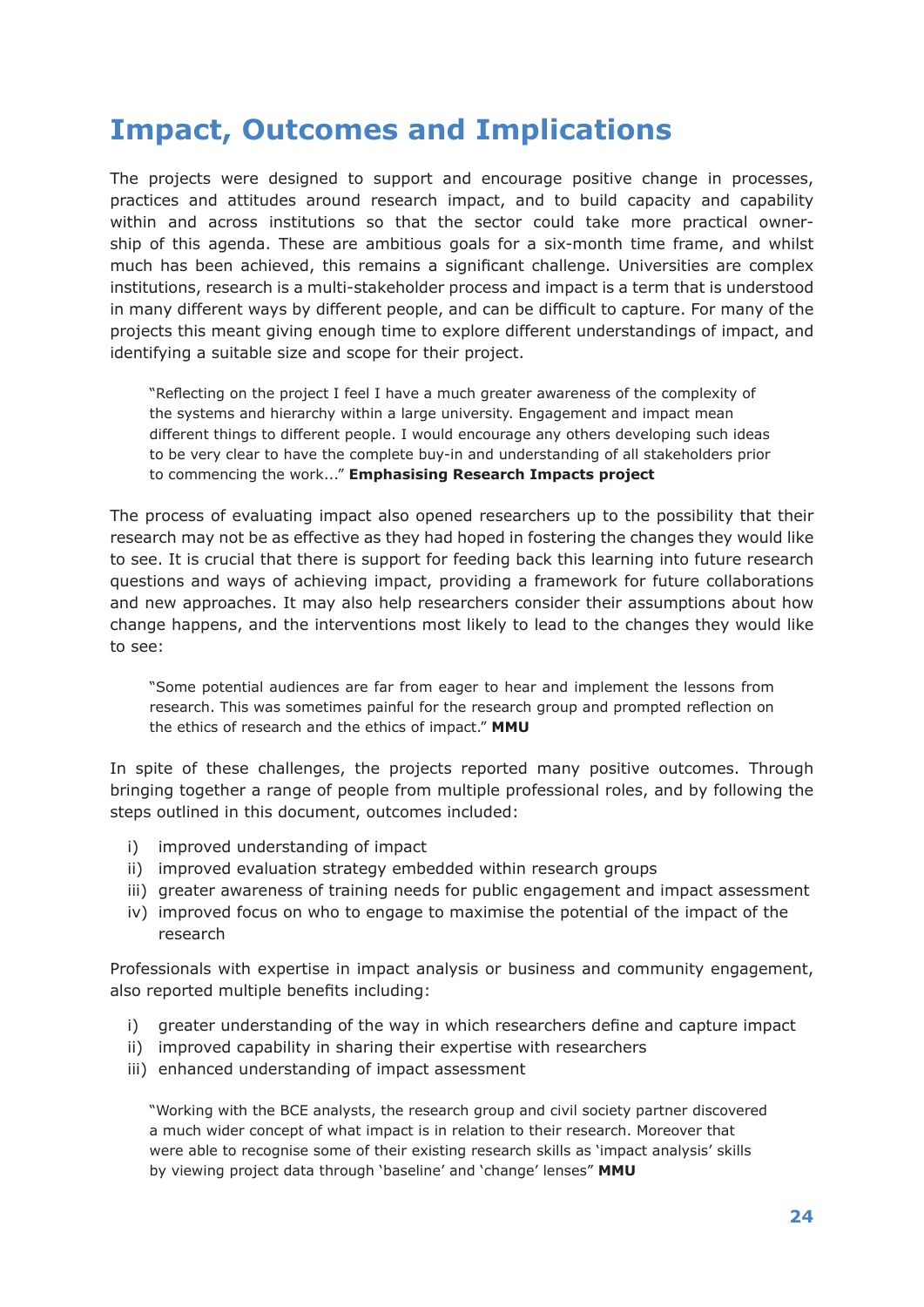# Impact, Outcomes and Implications

The projects were designed to support and encourage positive change in processes, practices and attitudes around research impact, and to build capacity and capability within and across institutions so that the sector could take more practical ownership of this agenda. These are ambitious goals for a six-month time frame, and whilst much has been achieved, this remains a significant challenge. Universities are complex institutions, research is a multi-stakeholder process and impact is a term that is understood in many different ways by different people, and can be difficult to capture. For many of the projects this meant giving enough time to explore different understandings of impact, and identifying a suitable size and scope for their project.

> "Reflecting on the project I feel I have a much greater awareness of the complexity of the systems and hierarchy within a large university. Engagement and impact mean different things to different people. I would encourage any others developing such ideas to be very clear to have the complete buy-in and understanding of all stakeholders prior to commencing the work..." **Emphasising Research Impacts project**

The process of evaluating impact also opened researchers up to the possibility that their research may not be as effective as they had hoped in fostering the changes they would like to see. It is crucial that there is support for feeding back this learning into future research questions and ways of achieving impact, providing a framework for future collaborations and new approaches. It may also help researchers consider their assumptions about how change happens, and the interventions most likely to lead to the changes they would like to see:

> "Some potential audiences are far from eager to hear and implement the lessons from research. This was sometimes painful for the research group and prompted reflection on the ethics of research and the ethics of impact." **MMU**

In spite of these challenges, the projects reported many positive outcomes. Through bringing together a range of people from multiple professional roles, and by following the steps outlined in this document, outcomes included:

i) improved understanding of impact
ii) improved evaluation strategy embedded within research groups
iii) greater awareness of training needs for public engagement and impact assessment
iv) improved focus on who to engage to maximise the potential of the impact of the research

Professionals with expertise in impact analysis or business and community engagement, also reported multiple benefits including:

i) greater understanding of the way in which researchers define and capture impact
ii) improved capability in sharing their expertise with researchers
iii) enhanced understanding of impact assessment

> "Working with the BCE analysts, the research group and civil society partner discovered a much wider concept of what impact is in relation to their research. Moreover that were able to recognise some of their existing research skills as 'impact analysis' skills by viewing project data through 'baseline' and 'change' lenses" **MMU**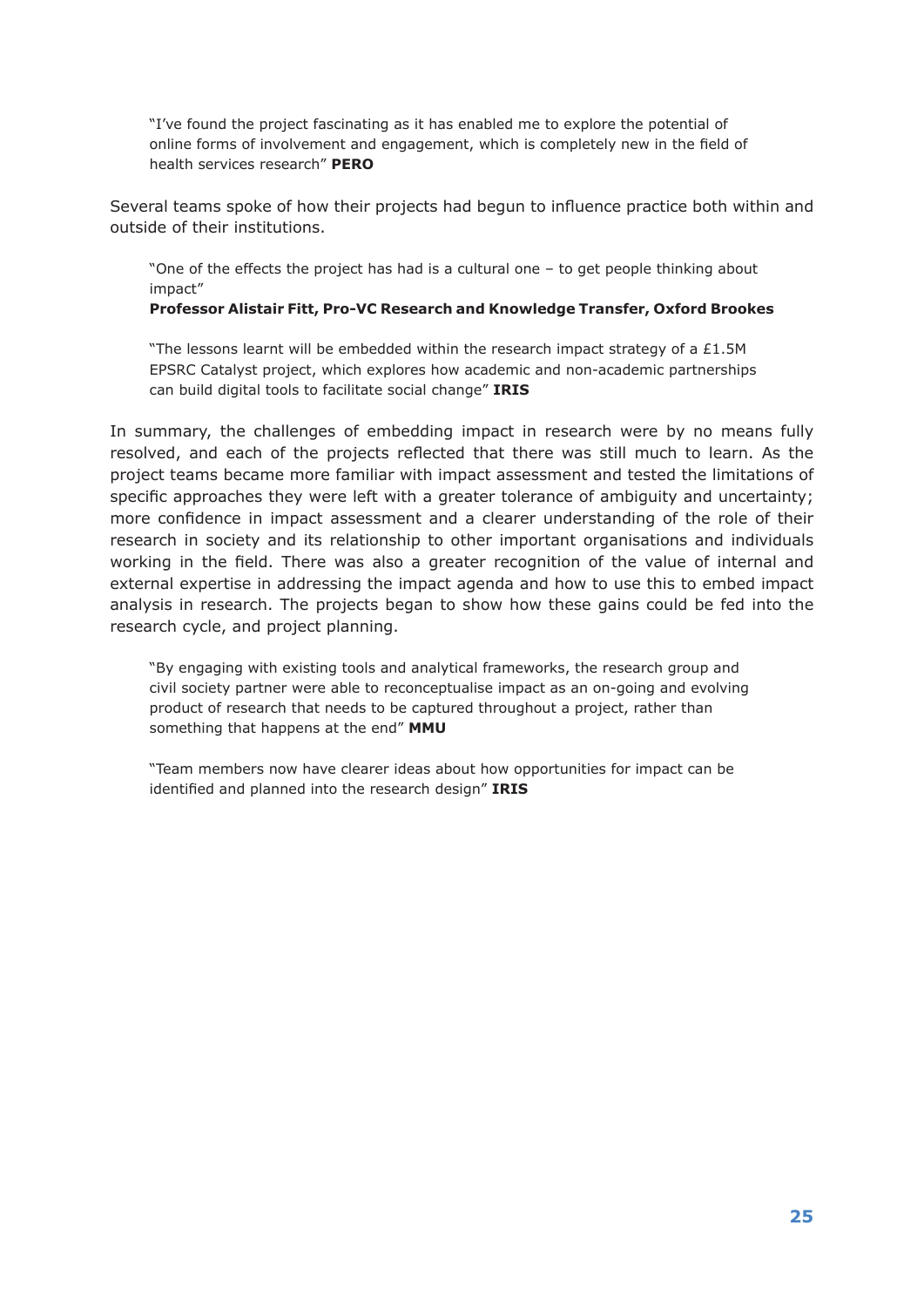> "I've found the project fascinating as it has enabled me to explore the potential of online forms of involvement and engagement, which is completely new in the field of health services research" **PERO**

Several teams spoke of how their projects had begun to influence practice both within and outside of their institutions.

> "One of the effects the project has had is a cultural one – to get people thinking about impact"
> **Professor Alistair Fitt, Pro-VC Research and Knowledge Transfer, Oxford Brookes**

> "The lessons learnt will be embedded within the research impact strategy of a £1.5M EPSRC Catalyst project, which explores how academic and non-academic partnerships can build digital tools to facilitate social change" **IRIS**

In summary, the challenges of embedding impact in research were by no means fully resolved, and each of the projects reflected that there was still much to learn. As the project teams became more familiar with impact assessment and tested the limitations of specific approaches they were left with a greater tolerance of ambiguity and uncertainty; more confidence in impact assessment and a clearer understanding of the role of their research in society and its relationship to other important organisations and individuals working in the field. There was also a greater recognition of the value of internal and external expertise in addressing the impact agenda and how to use this to embed impact analysis in research. The projects began to show how these gains could be fed into the research cycle, and project planning.

> "By engaging with existing tools and analytical frameworks, the research group and civil society partner were able to reconceptualise impact as an on-going and evolving product of research that needs to be captured throughout a project, rather than something that happens at the end" **MMU**

> "Team members now have clearer ideas about how opportunities for impact can be identified and planned into the research design" **IRIS**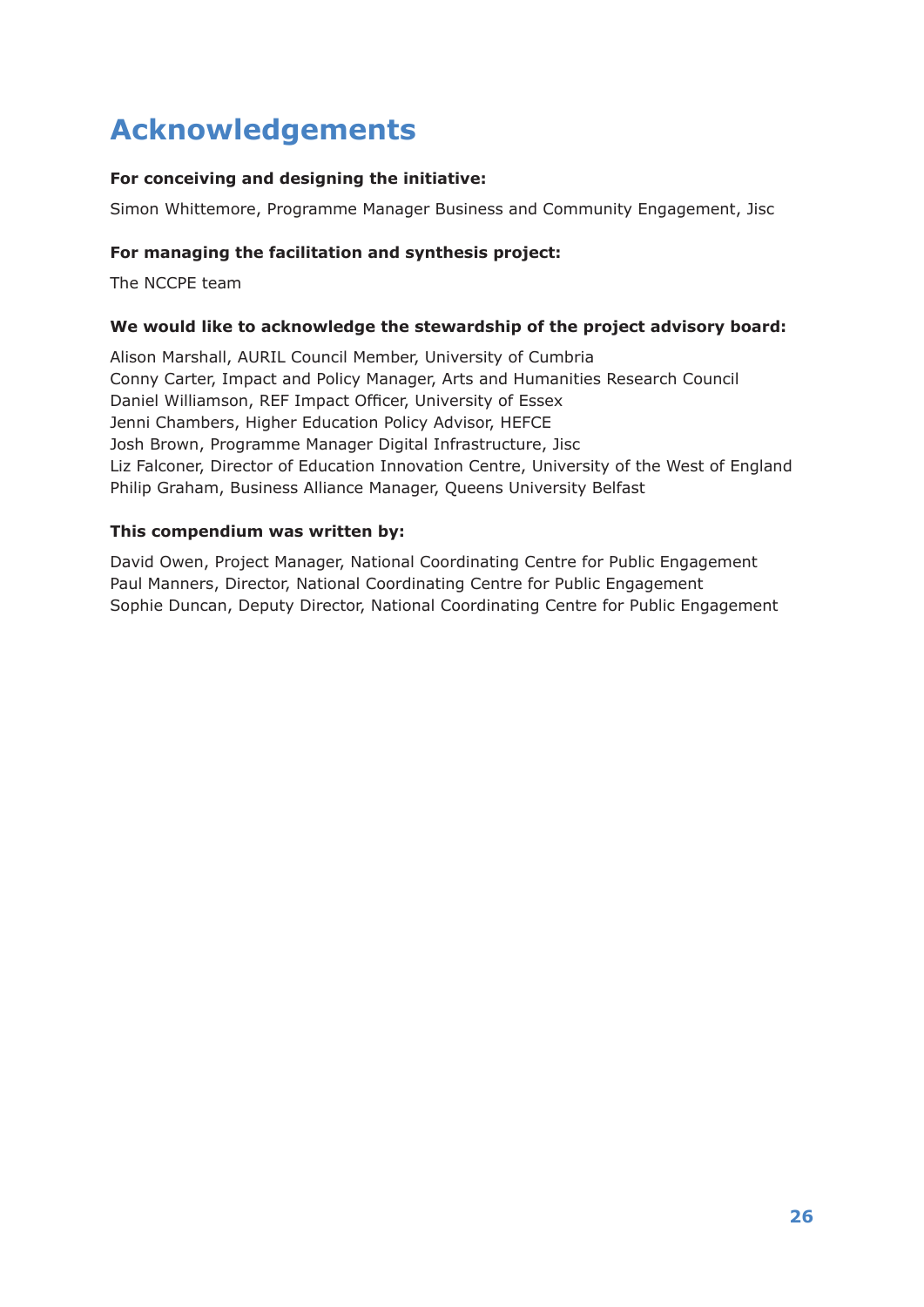# Acknowledgements

**For conceiving and designing the initiative:**

Simon Whittemore, Programme Manager Business and Community Engagement, Jisc

**For managing the facilitation and synthesis project:**

The NCCPE team

**We would like to acknowledge the stewardship of the project advisory board:**

Alison Marshall, AURIL Council Member, University of Cumbria
Conny Carter, Impact and Policy Manager, Arts and Humanities Research Council
Daniel Williamson, REF Impact Officer, University of Essex
Jenni Chambers, Higher Education Policy Advisor, HEFCE
Josh Brown, Programme Manager Digital Infrastructure, Jisc
Liz Falconer, Director of Education Innovation Centre, University of the West of England
Philip Graham, Business Alliance Manager, Queens University Belfast

**This compendium was written by:**

David Owen, Project Manager, National Coordinating Centre for Public Engagement
Paul Manners, Director, National Coordinating Centre for Public Engagement
Sophie Duncan, Deputy Director, National Coordinating Centre for Public Engagement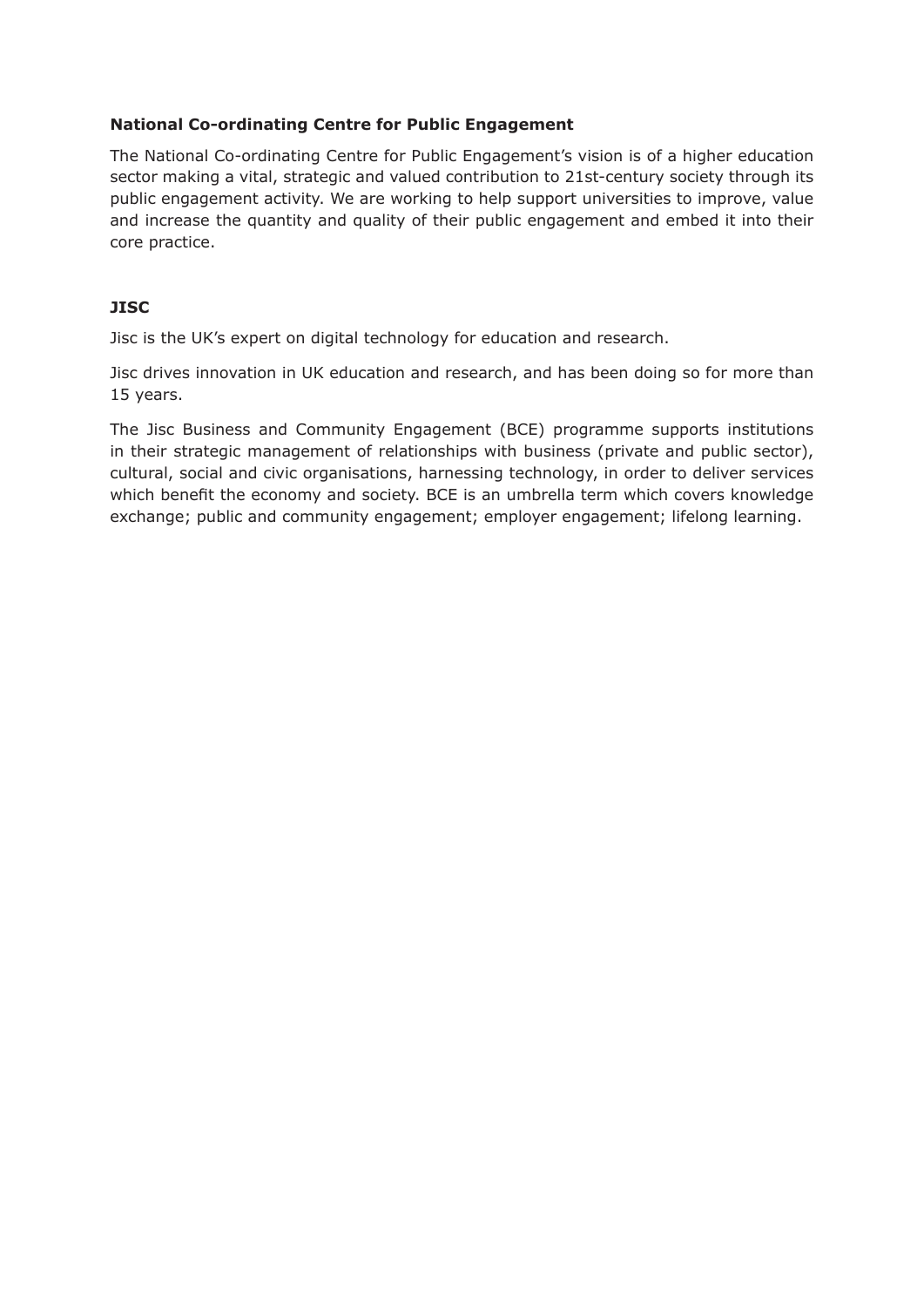**National Co-ordinating Centre for Public Engagement**

The National Co-ordinating Centre for Public Engagement's vision is of a higher education sector making a vital, strategic and valued contribution to 21st-century society through its public engagement activity. We are working to help support universities to improve, value and increase the quantity and quality of their public engagement and embed it into their core practice.

**JISC**

Jisc is the UK's expert on digital technology for education and research.

Jisc drives innovation in UK education and research, and has been doing so for more than 15 years.

The Jisc Business and Community Engagement (BCE) programme supports institutions in their strategic management of relationships with business (private and public sector), cultural, social and civic organisations, harnessing technology, in order to deliver services which benefit the economy and society. BCE is an umbrella term which covers knowledge exchange; public and community engagement; employer engagement; lifelong learning.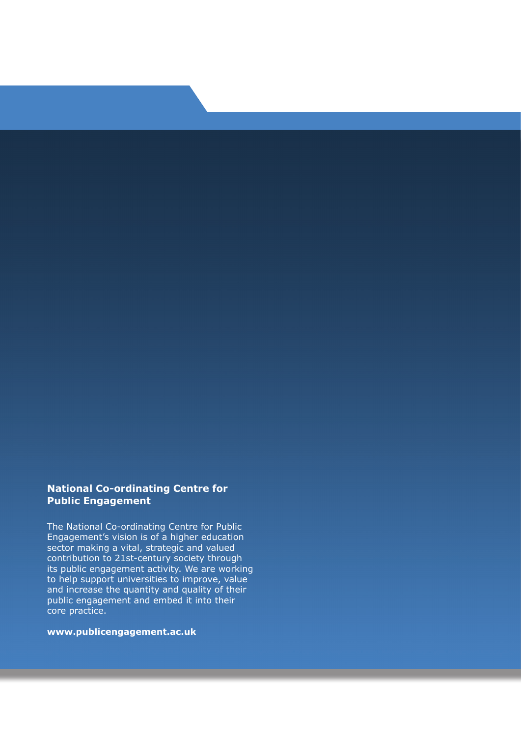**National Co-ordinating Centre for Public Engagement**

The National Co-ordinating Centre for Public Engagement's vision is of a higher education sector making a vital, strategic and valued contribution to 21st-century society through its public engagement activity. We are working to help support universities to improve, value and increase the quantity and quality of their public engagement and embed it into their core practice.

**www.publicengagement.ac.uk**